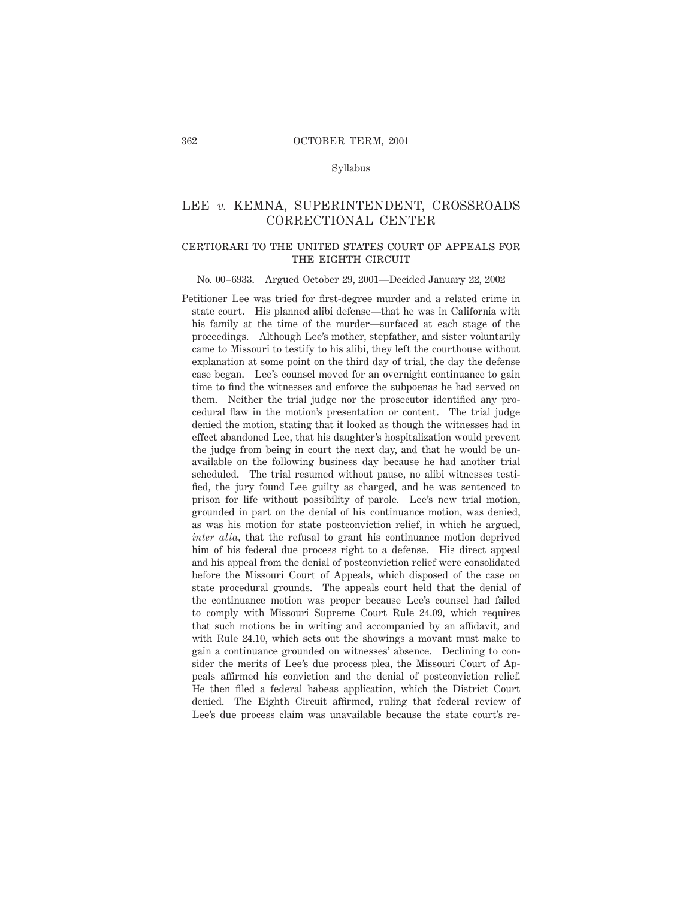## Syllabus

# LEE *v.* KEMNA, SUPERINTENDENT, CROSSROADS CORRECTIONAL CENTER

### CERTIORARI TO THE UNITED STATES COURT OF APPEALS FOR THE EIGHTH CIRCUIT

No. 00–6933. Argued October 29, 2001—Decided January 22, 2002

Petitioner Lee was tried for first-degree murder and a related crime in state court. His planned alibi defense—that he was in California with his family at the time of the murder—surfaced at each stage of the proceedings. Although Lee's mother, stepfather, and sister voluntarily came to Missouri to testify to his alibi, they left the courthouse without explanation at some point on the third day of trial, the day the defense case began. Lee's counsel moved for an overnight continuance to gain time to find the witnesses and enforce the subpoenas he had served on them. Neither the trial judge nor the prosecutor identified any procedural flaw in the motion's presentation or content. The trial judge denied the motion, stating that it looked as though the witnesses had in effect abandoned Lee, that his daughter's hospitalization would prevent the judge from being in court the next day, and that he would be unavailable on the following business day because he had another trial scheduled. The trial resumed without pause, no alibi witnesses testified, the jury found Lee guilty as charged, and he was sentenced to prison for life without possibility of parole. Lee's new trial motion, grounded in part on the denial of his continuance motion, was denied, as was his motion for state postconviction relief, in which he argued, *inter alia*, that the refusal to grant his continuance motion deprived him of his federal due process right to a defense. His direct appeal and his appeal from the denial of postconviction relief were consolidated before the Missouri Court of Appeals, which disposed of the case on state procedural grounds. The appeals court held that the denial of the continuance motion was proper because Lee's counsel had failed to comply with Missouri Supreme Court Rule 24.09, which requires that such motions be in writing and accompanied by an affidavit, and with Rule 24.10, which sets out the showings a movant must make to gain a continuance grounded on witnesses' absence. Declining to consider the merits of Lee's due process plea, the Missouri Court of Appeals affirmed his conviction and the denial of postconviction relief. He then filed a federal habeas application, which the District Court denied. The Eighth Circuit affirmed, ruling that federal review of Lee's due process claim was unavailable because the state court's re-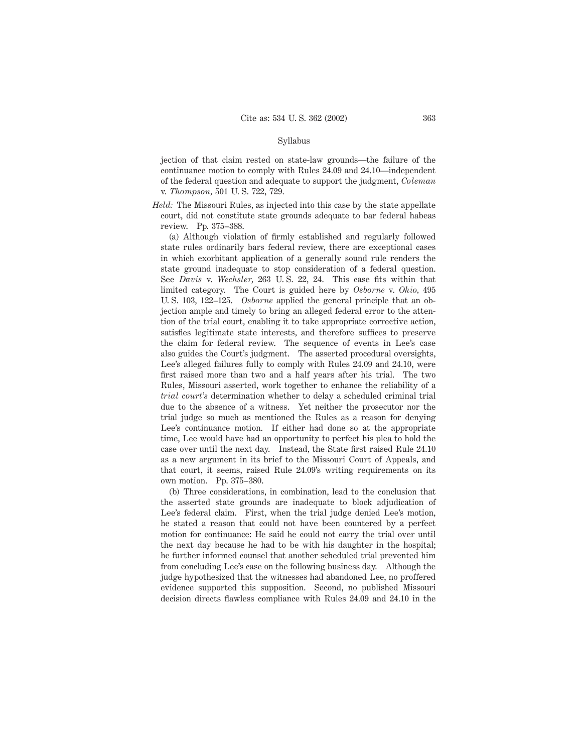jection of that claim rested on state-law grounds—the failure of the continuance motion to comply with Rules 24.09 and 24.10—independent of the federal question and adequate to support the judgment, *Coleman* v. *Thompson*, 501 U. S. 722, 729.

*Held:* The Missouri Rules, as injected into this case by the state appellate court, did not constitute state grounds adequate to bar federal habeas review. Pp. 375–388.

(a) Although violation of firmly established and regularly followed state rules ordinarily bars federal review, there are exceptional cases in which exorbitant application of a generally sound rule renders the state ground inadequate to stop consideration of a federal question. See *Davis* v. *Wechsler*, 263 U. S. 22, 24. This case fits within that limited category. The Court is guided here by *Osborne* v. *Ohio*, 495 U. S. 103, 122–125. *Osborne* applied the general principle that an objection ample and timely to bring an alleged federal error to the attention of the trial court, enabling it to take appropriate corrective action, satisfies legitimate state interests, and therefore suffices to preserve the claim for federal review. The sequence of events in Lee's case also guides the Court's judgment. The asserted procedural oversights, Lee's alleged failures fully to comply with Rules 24.09 and 24.10, were first raised more than two and a half years after his trial. The two Rules, Missouri asserted, work together to enhance the reliability of a *trial court's* determination whether to delay a scheduled criminal trial due to the absence of a witness. Yet neither the prosecutor nor the trial judge so much as mentioned the Rules as a reason for denying Lee's continuance motion. If either had done so at the appropriate time, Lee would have had an opportunity to perfect his plea to hold the case over until the next day. Instead, the State first raised Rule 24.10 as a new argument in its brief to the Missouri Court of Appeals, and that court, it seems, raised Rule 24.09's writing requirements on its own motion. Pp. 375–380.

(b) Three considerations, in combination, lead to the conclusion that the asserted state grounds are inadequate to block adjudication of Lee's federal claim. First, when the trial judge denied Lee's motion, he stated a reason that could not have been countered by a perfect motion for continuance: He said he could not carry the trial over until the next day because he had to be with his daughter in the hospital; he further informed counsel that another scheduled trial prevented him from concluding Lee's case on the following business day. Although the judge hypothesized that the witnesses had abandoned Lee, no proffered evidence supported this supposition. Second, no published Missouri decision directs flawless compliance with Rules 24.09 and 24.10 in the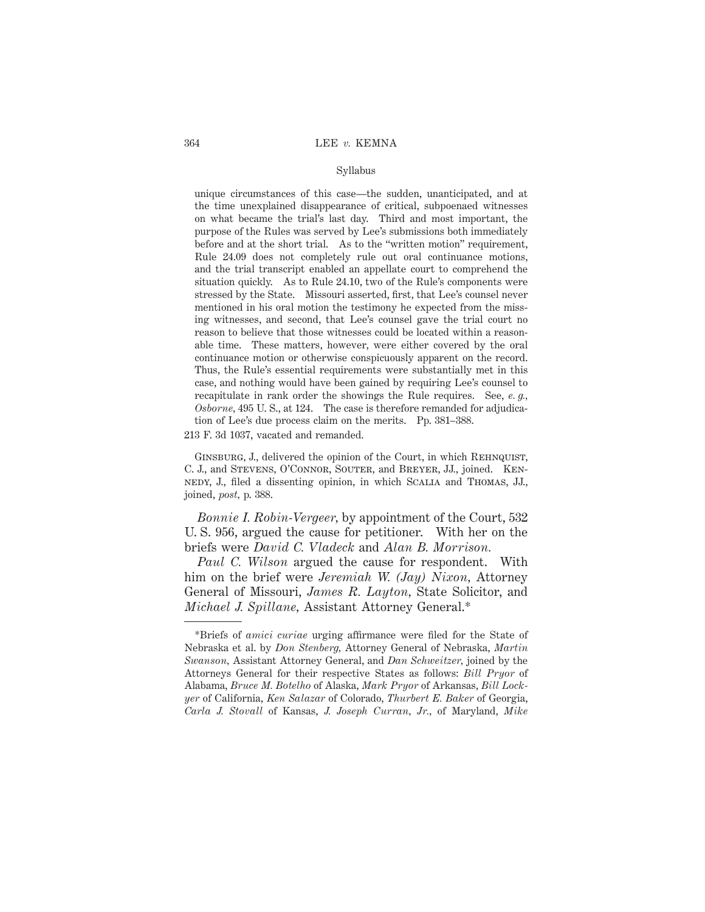unique circumstances of this case—the sudden, unanticipated, and at the time unexplained disappearance of critical, subpoenaed witnesses on what became the trial's last day. Third and most important, the purpose of the Rules was served by Lee's submissions both immediately before and at the short trial. As to the "written motion" requirement, Rule 24.09 does not completely rule out oral continuance motions, and the trial transcript enabled an appellate court to comprehend the situation quickly. As to Rule 24.10, two of the Rule's components were stressed by the State. Missouri asserted, first, that Lee's counsel never mentioned in his oral motion the testimony he expected from the missing witnesses, and second, that Lee's counsel gave the trial court no reason to believe that those witnesses could be located within a reasonable time. These matters, however, were either covered by the oral continuance motion or otherwise conspicuously apparent on the record. Thus, the Rule's essential requirements were substantially met in this case, and nothing would have been gained by requiring Lee's counsel to recapitulate in rank order the showings the Rule requires. See, *e. g., Osborne*, 495 U. S., at 124. The case is therefore remanded for adjudication of Lee's due process claim on the merits. Pp. 381–388.

213 F. 3d 1037, vacated and remanded.

Ginsburg, J., delivered the opinion of the Court, in which Rehnquist, C. J., and Stevens, O'Connor, Souter, and Breyer, JJ., joined. Kennedy, J., filed a dissenting opinion, in which Scalia and Thomas, JJ., joined, *post*, p. 388.

*Bonnie I. Robin-Vergeer*, by appointment of the Court, 532 U. S. 956, argued the cause for petitioner. With her on the briefs were *David C. Vladeck* and *Alan B. Morrison*.

*Paul C. Wilson* argued the cause for respondent. With him on the brief were *Jeremiah W. (Jay) Nixon*, Attorney General of Missouri, *James R. Layton*, State Solicitor, and *Michael J. Spillane*, Assistant Attorney General.*

---

*Briefs of *amici curiae* urging affirmance were filed for the State of Nebraska et al. by *Don Stenberg*, Attorney General of Nebraska, *Martin Swanson*, Assistant Attorney General, and *Dan Schweitzer*, joined by the Attorneys General for their respective States as follows: *Bill Pryor* of Alabama, *Bruce M. Botelho* of Alaska, *Mark Pryor* of Arkansas, *Bill Lockyer* of California, *Ken Salazar* of Colorado, *Thurbert E. Baker* of Georgia, *Carla J. Stovall* of Kansas, *J. Joseph Curran, Jr.*, of Maryland, *Mike*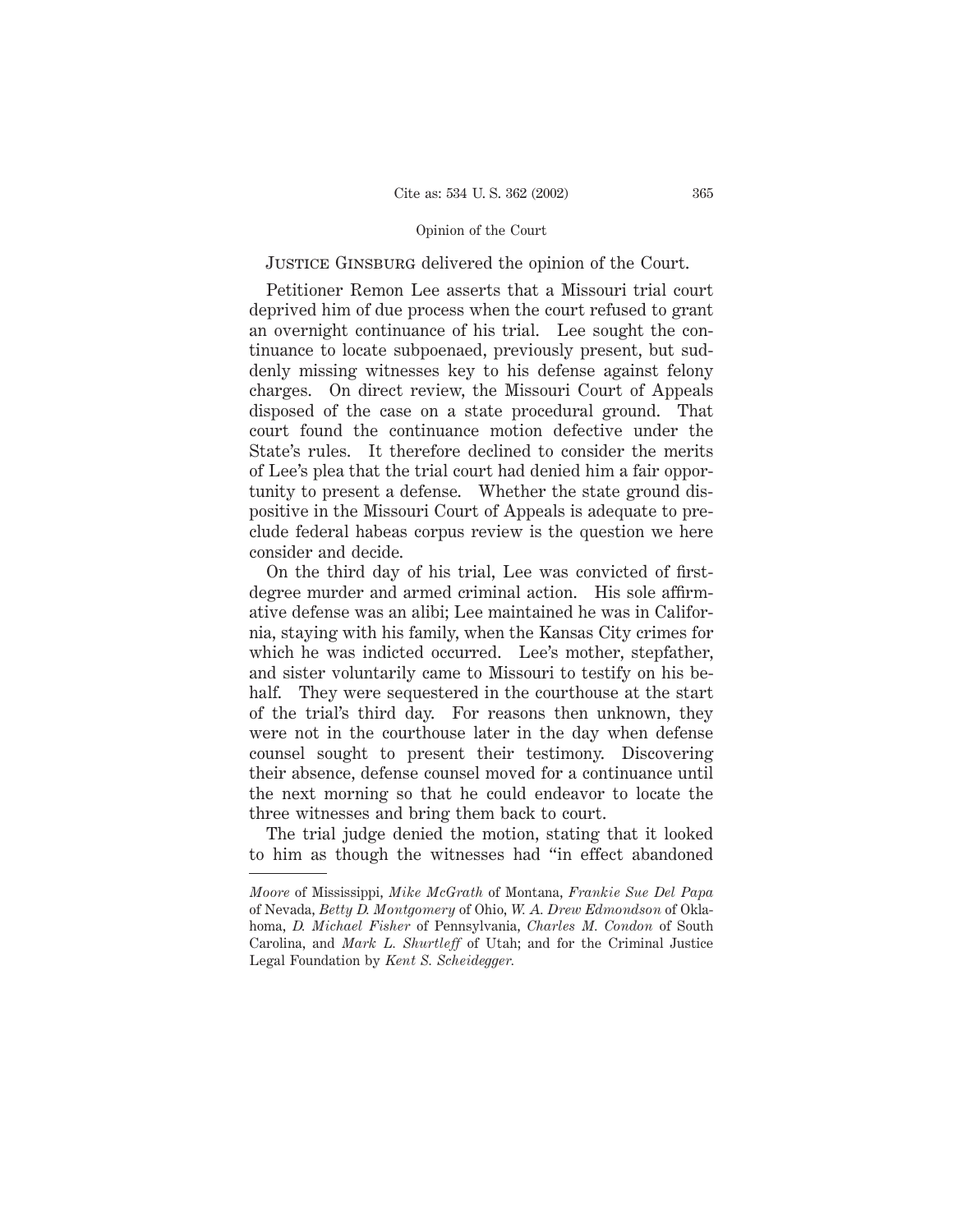JUSTICE GINSBURG delivered the opinion of the Court.

Petitioner Remon Lee asserts that a Missouri trial court deprived him of due process when the court refused to grant an overnight continuance of his trial. Lee sought the continuance to locate subpoenaed, previously present, but suddenly missing witnesses key to his defense against felony charges. On direct review, the Missouri Court of Appeals disposed of the case on a state procedural ground. That court found the continuance motion defective under the State's rules. It therefore declined to consider the merits of Lee's plea that the trial court had denied him a fair opportunity to present a defense. Whether the state ground dispositive in the Missouri Court of Appeals is adequate to preclude federal habeas corpus review is the question we here consider and decide.

On the third day of his trial, Lee was convicted of first-degree murder and armed criminal action. His sole affirmative defense was an alibi; Lee maintained he was in California, staying with his family, when the Kansas City crimes for which he was indicted occurred. Lee's mother, stepfather, and sister voluntarily came to Missouri to testify on his behalf. They were sequestered in the courthouse at the start of the trial's third day. For reasons then unknown, they were not in the courthouse later in the day when defense counsel sought to present their testimony. Discovering their absence, defense counsel moved for a continuance until the next morning so that he could endeavor to locate the three witnesses and bring them back to court.

The trial judge denied the motion, stating that it looked to him as though the witnesses had "in effect abandoned

---

*Moore* of Mississippi, *Mike McGrath* of Montana, *Frankie Sue Del Papa* of Nevada, *Betty D. Montgomery* of Ohio, *W. A. Drew Edmondson* of Oklahoma, *D. Michael Fisher* of Pennsylvania, *Charles M. Condon* of South Carolina, and *Mark L. Shurtleff* of Utah; and for the Criminal Justice Legal Foundation by *Kent S. Scheidegger.*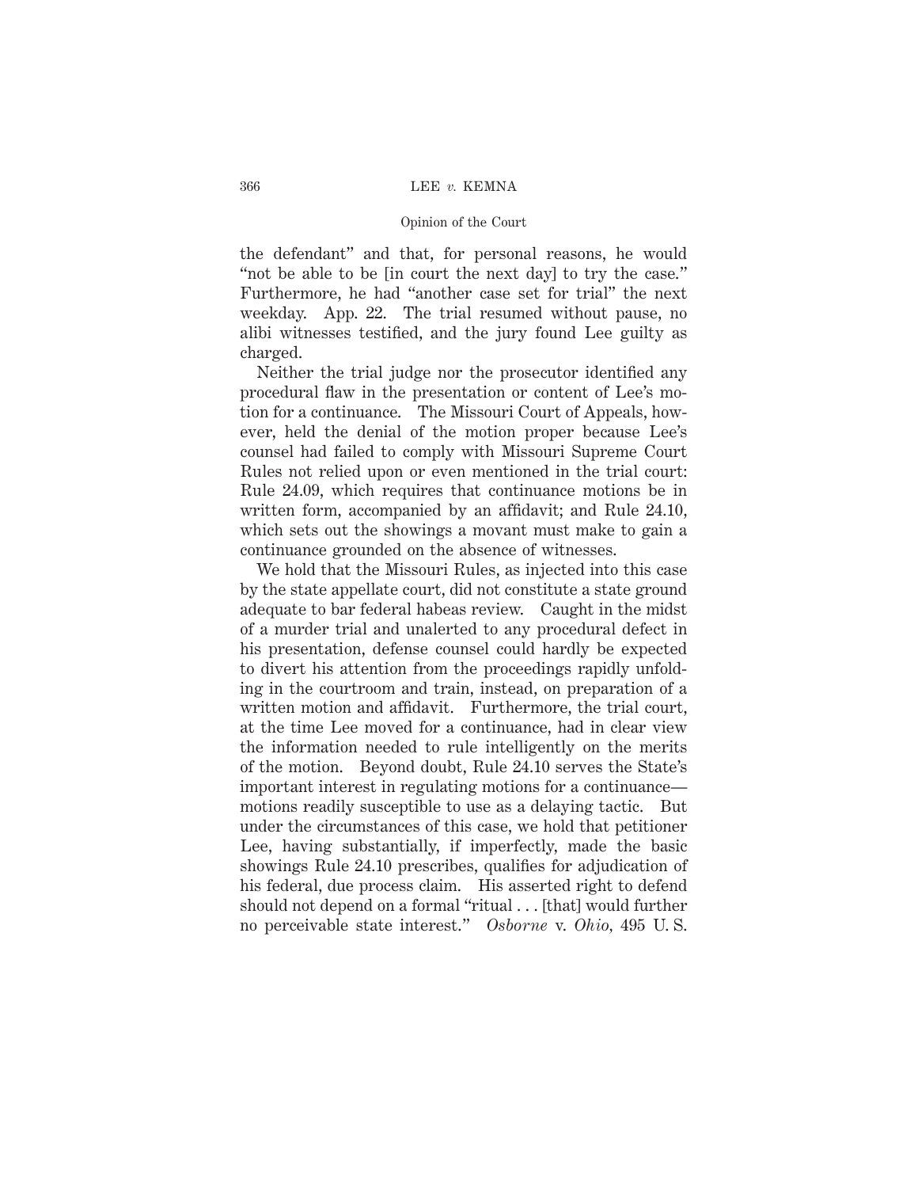the defendant" and that, for personal reasons, he would "not be able to be [in court the next day] to try the case." Furthermore, he had "another case set for trial" the next weekday. App. 22. The trial resumed without pause, no alibi witnesses testified, and the jury found Lee guilty as charged.

Neither the trial judge nor the prosecutor identified any procedural flaw in the presentation or content of Lee's motion for a continuance. The Missouri Court of Appeals, however, held the denial of the motion proper because Lee's counsel had failed to comply with Missouri Supreme Court Rules not relied upon or even mentioned in the trial court: Rule 24.09, which requires that continuance motions be in written form, accompanied by an affidavit; and Rule 24.10, which sets out the showings a movant must make to gain a continuance grounded on the absence of witnesses.

We hold that the Missouri Rules, as injected into this case by the state appellate court, did not constitute a state ground adequate to bar federal habeas review. Caught in the midst of a murder trial and unalerted to any procedural defect in his presentation, defense counsel could hardly be expected to divert his attention from the proceedings rapidly unfolding in the courtroom and train, instead, on preparation of a written motion and affidavit. Furthermore, the trial court, at the time Lee moved for a continuance, had in clear view the information needed to rule intelligently on the merits of the motion. Beyond doubt, Rule 24.10 serves the State's important interest in regulating motions for a continuance—motions readily susceptible to use as a delaying tactic. But under the circumstances of this case, we hold that petitioner Lee, having substantially, if imperfectly, made the basic showings Rule 24.10 prescribes, qualifies for adjudication of his federal, due process claim. His asserted right to defend should not depend on a formal "ritual . . . [that] would further no perceivable state interest." *Osborne* v. *Ohio*, 495 U. S.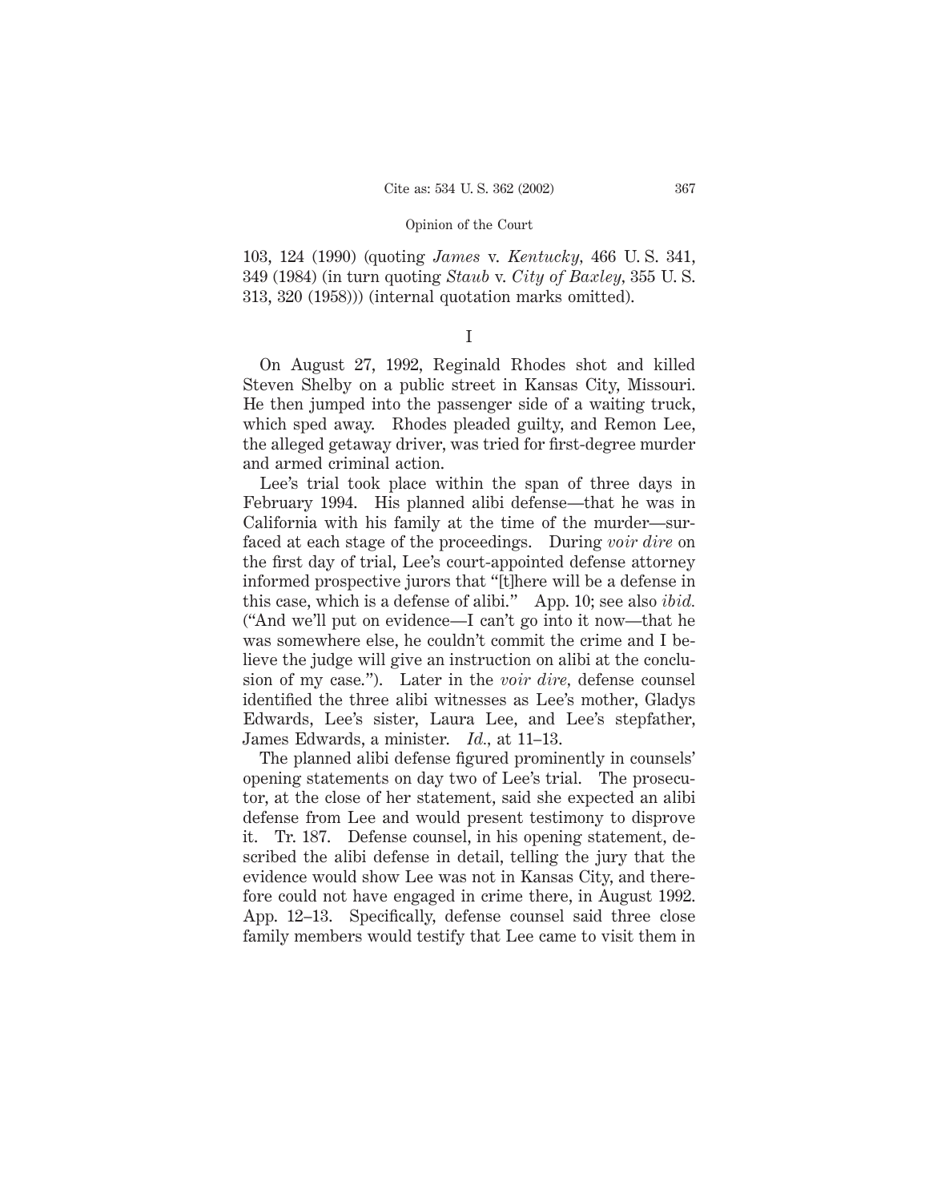103, 124 (1990) (quoting *James* v. *Kentucky,* 466 U. S. 341, 349 (1984) (in turn quoting *Staub* v. *City of Baxley,* 355 U. S. 313, 320 (1958))) (internal quotation marks omitted).

## I

On August 27, 1992, Reginald Rhodes shot and killed Steven Shelby on a public street in Kansas City, Missouri. He then jumped into the passenger side of a waiting truck, which sped away. Rhodes pleaded guilty, and Remon Lee, the alleged getaway driver, was tried for first-degree murder and armed criminal action.

Lee's trial took place within the span of three days in February 1994. His planned alibi defense—that he was in California with his family at the time of the murder—surfaced at each stage of the proceedings. During *voir dire* on the first day of trial, Lee's court-appointed defense attorney informed prospective jurors that "[t]here will be a defense in this case, which is a defense of alibi." App. 10; see also *ibid.* ("And we'll put on evidence—I can't go into it now—that he was somewhere else, he couldn't commit the crime and I believe the judge will give an instruction on alibi at the conclusion of my case."). Later in the *voir dire,* defense counsel identified the three alibi witnesses as Lee's mother, Gladys Edwards, Lee's sister, Laura Lee, and Lee's stepfather, James Edwards, a minister. *Id.,* at 11–13.

The planned alibi defense figured prominently in counsels' opening statements on day two of Lee's trial. The prosecutor, at the close of her statement, said she expected an alibi defense from Lee and would present testimony to disprove it. Tr. 187. Defense counsel, in his opening statement, described the alibi defense in detail, telling the jury that the evidence would show Lee was not in Kansas City, and therefore could not have engaged in crime there, in August 1992. App. 12–13. Specifically, defense counsel said three close family members would testify that Lee came to visit them in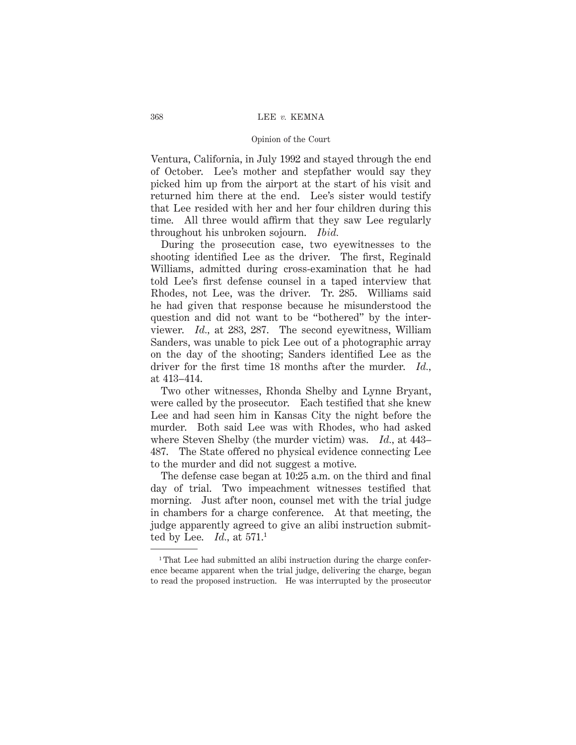Ventura, California, in July 1992 and stayed through the end of October. Lee's mother and stepfather would say they picked him up from the airport at the start of his visit and returned him there at the end. Lee's sister would testify that Lee resided with her and her four children during this time. All three would affirm that they saw Lee regularly throughout his unbroken sojourn. *Ibid.*

During the prosecution case, two eyewitnesses to the shooting identified Lee as the driver. The first, Reginald Williams, admitted during cross-examination that he had told Lee's first defense counsel in a taped interview that Rhodes, not Lee, was the driver. Tr. 285. Williams said he had given that response because he misunderstood the question and did not want to be "bothered" by the interviewer. *Id.*, at 283, 287. The second eyewitness, William Sanders, was unable to pick Lee out of a photographic array on the day of the shooting; Sanders identified Lee as the driver for the first time 18 months after the murder. *Id.*, at 413–414.

Two other witnesses, Rhonda Shelby and Lynne Bryant, were called by the prosecutor. Each testified that she knew Lee and had seen him in Kansas City the night before the murder. Both said Lee was with Rhodes, who had asked where Steven Shelby (the murder victim) was. *Id.*, at 443–487. The State offered no physical evidence connecting Lee to the murder and did not suggest a motive.

The defense case began at 10:25 a.m. on the third and final day of trial. Two impeachment witnesses testified that morning. Just after noon, counsel met with the trial judge in chambers for a charge conference. At that meeting, the judge apparently agreed to give an alibi instruction submitted by Lee. *Id.*, at 571.[1]

---

[1] That Lee had submitted an alibi instruction during the charge conference became apparent when the trial judge, delivering the charge, began to read the proposed instruction. He was interrupted by the prosecutor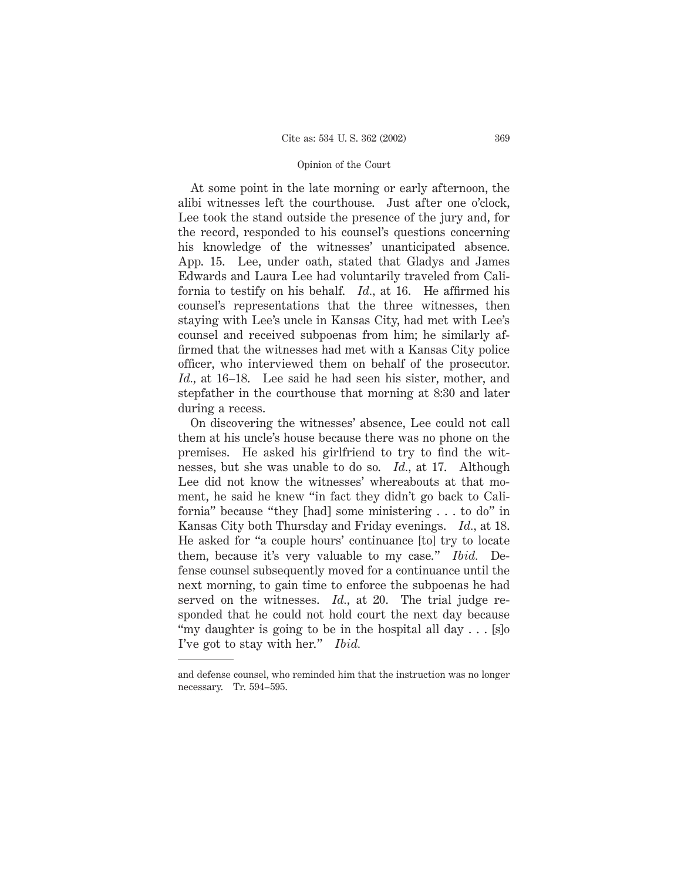At some point in the late morning or early afternoon, the alibi witnesses left the courthouse. Just after one o'clock, Lee took the stand outside the presence of the jury and, for the record, responded to his counsel's questions concerning his knowledge of the witnesses' unanticipated absence. App. 15. Lee, under oath, stated that Gladys and James Edwards and Laura Lee had voluntarily traveled from California to testify on his behalf. *Id.*, at 16. He affirmed his counsel's representations that the three witnesses, then staying with Lee's uncle in Kansas City, had met with Lee's counsel and received subpoenas from him; he similarly affirmed that the witnesses had met with a Kansas City police officer, who interviewed them on behalf of the prosecutor. *Id.*, at 16–18. Lee said he had seen his sister, mother, and stepfather in the courthouse that morning at 8:30 and later during a recess.

On discovering the witnesses' absence, Lee could not call them at his uncle's house because there was no phone on the premises. He asked his girlfriend to try to find the witnesses, but she was unable to do so. *Id.*, at 17. Although Lee did not know the witnesses' whereabouts at that moment, he said he knew "in fact they didn't go back to California" because "they [had] some ministering . . . to do" in Kansas City both Thursday and Friday evenings. *Id.*, at 18. He asked for "a couple hours' continuance [to] try to locate them, because it's very valuable to my case." *Ibid.* Defense counsel subsequently moved for a continuance until the next morning, to gain time to enforce the subpoenas he had served on the witnesses. *Id.*, at 20. The trial judge responded that he could not hold court the next day because "my daughter is going to be in the hospital all day . . . [s]o I've got to stay with her." *Ibid.*

---

and defense counsel, who reminded him that the instruction was no longer necessary. Tr. 594–595.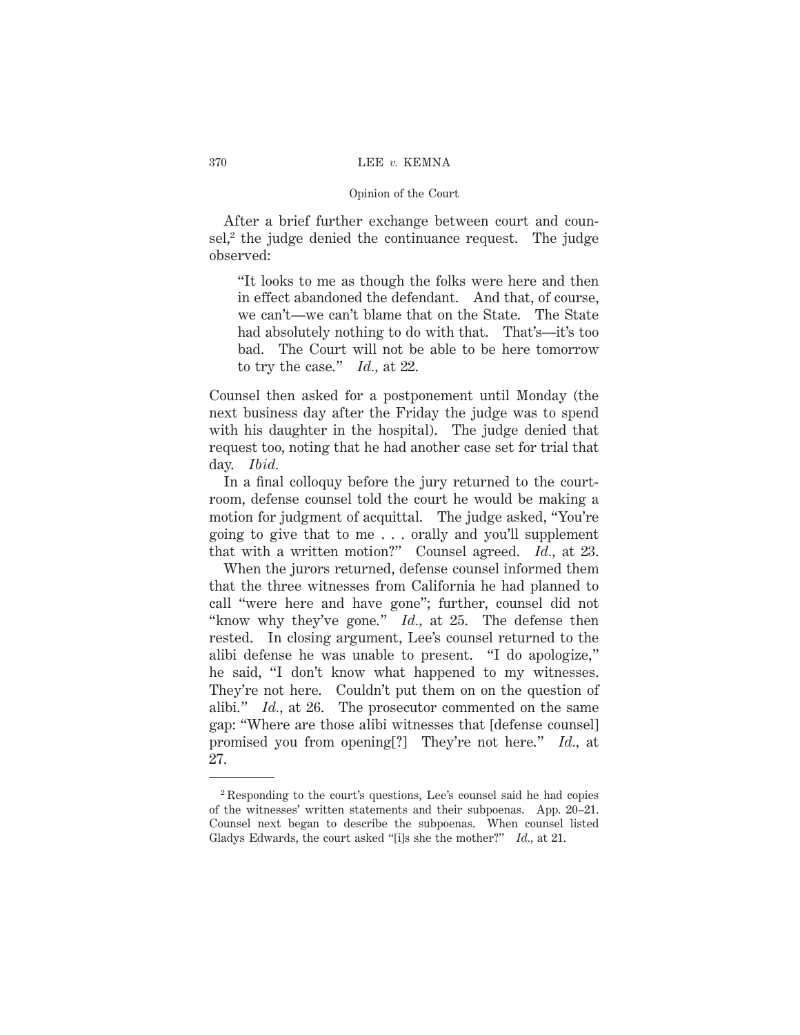After a brief further exchange between court and counsel,[2] the judge denied the continuance request. The judge observed:

> "It looks to me as though the folks were here and then in effect abandoned the defendant. And that, of course, we can't—we can't blame that on the State. The State had absolutely nothing to do with that. That's—it's too bad. The Court will not be able to be here tomorrow to try the case." *Id.*, at 22.

Counsel then asked for a postponement until Monday (the next business day after the Friday the judge was to spend with his daughter in the hospital). The judge denied that request too, noting that he had another case set for trial that day. *Ibid.*

In a final colloquy before the jury returned to the courtroom, defense counsel told the court he would be making a motion for judgment of acquittal. The judge asked, "You're going to give that to me . . . orally and you'll supplement that with a written motion?" Counsel agreed. *Id.*, at 23.

When the jurors returned, defense counsel informed them that the three witnesses from California he had planned to call "were here and have gone"; further, counsel did not "know why they've gone." *Id.*, at 25. The defense then rested. In closing argument, Lee's counsel returned to the alibi defense he was unable to present. "I do apologize," he said, "I don't know what happened to my witnesses. They're not here. Couldn't put them on on the question of alibi." *Id.*, at 26. The prosecutor commented on the same gap: "Where are those alibi witnesses that [defense counsel] promised you from opening[?] They're not here." *Id.*, at 27.

---

[2] Responding to the court's questions, Lee's counsel said he had copies of the witnesses' written statements and their subpoenas. App. 20–21. Counsel next began to describe the subpoenas. When counsel listed Gladys Edwards, the court asked "[i]s she the mother?" *Id.*, at 21.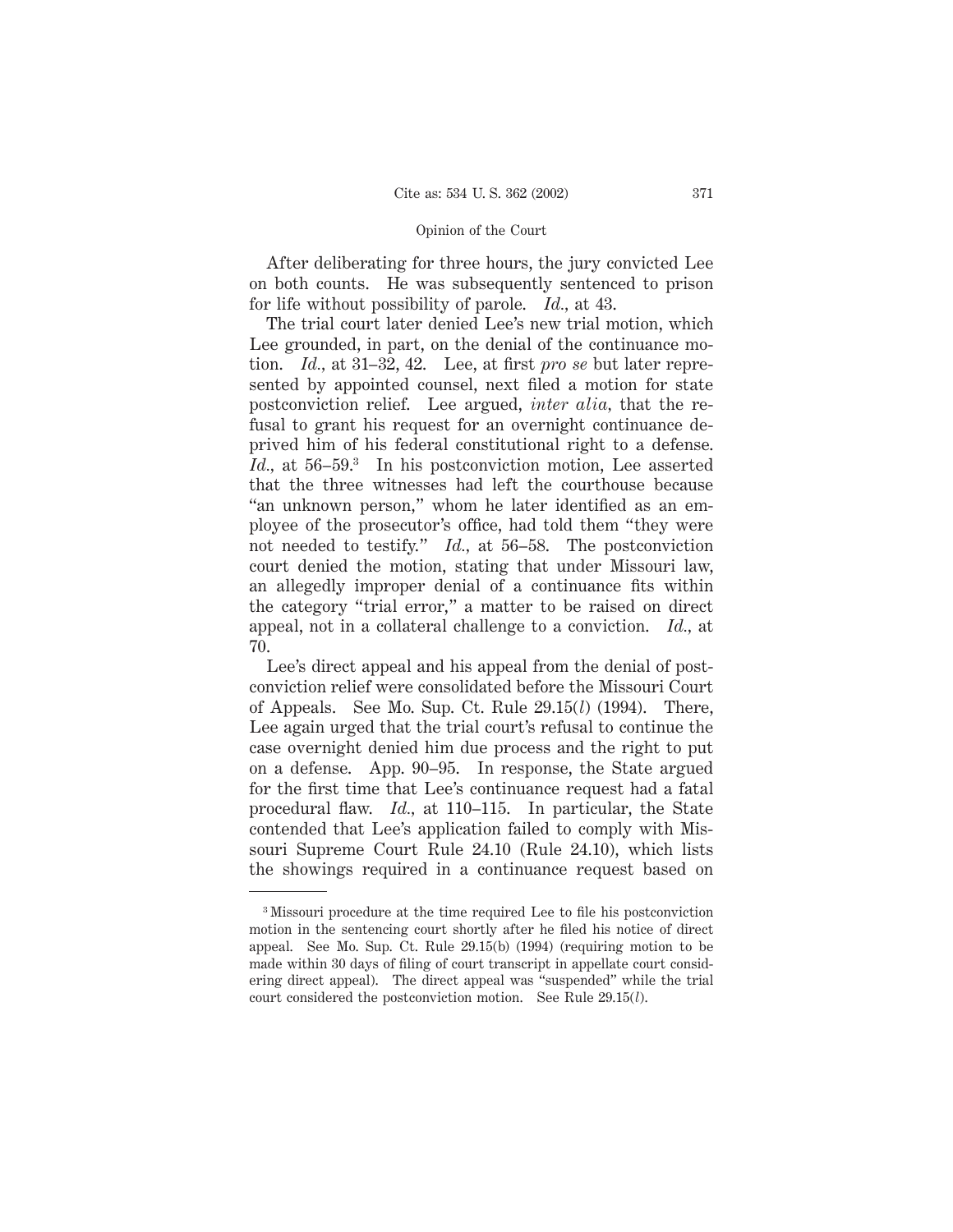After deliberating for three hours, the jury convicted Lee on both counts. He was subsequently sentenced to prison for life without possibility of parole. *Id.*, at 43.

The trial court later denied Lee's new trial motion, which Lee grounded, in part, on the denial of the continuance motion. *Id.*, at 31–32, 42. Lee, at first *pro se* but later represented by appointed counsel, next filed a motion for state postconviction relief. Lee argued, *inter alia,* that the refusal to grant his request for an overnight continuance deprived him of his federal constitutional right to a defense. *Id.*, at 56–59.[3] In his postconviction motion, Lee asserted that the three witnesses had left the courthouse because "an unknown person," whom he later identified as an employee of the prosecutor's office, had told them "they were not needed to testify." *Id.*, at 56–58. The postconviction court denied the motion, stating that under Missouri law, an allegedly improper denial of a continuance fits within the category "trial error," a matter to be raised on direct appeal, not in a collateral challenge to a conviction. *Id.*, at 70.

Lee's direct appeal and his appeal from the denial of postconviction relief were consolidated before the Missouri Court of Appeals. See Mo. Sup. Ct. Rule 29.15(*l*) (1994). There, Lee again urged that the trial court's refusal to continue the case overnight denied him due process and the right to put on a defense. App. 90–95. In response, the State argued for the first time that Lee's continuance request had a fatal procedural flaw. *Id.*, at 110–115. In particular, the State contended that Lee's application failed to comply with Missouri Supreme Court Rule 24.10 (Rule 24.10), which lists the showings required in a continuance request based on

---

[3] Missouri procedure at the time required Lee to file his postconviction motion in the sentencing court shortly after he filed his notice of direct appeal. See Mo. Sup. Ct. Rule 29.15(b) (1994) (requiring motion to be made within 30 days of filing of court transcript in appellate court considering direct appeal). The direct appeal was "suspended" while the trial court considered the postconviction motion. See Rule 29.15(*l*).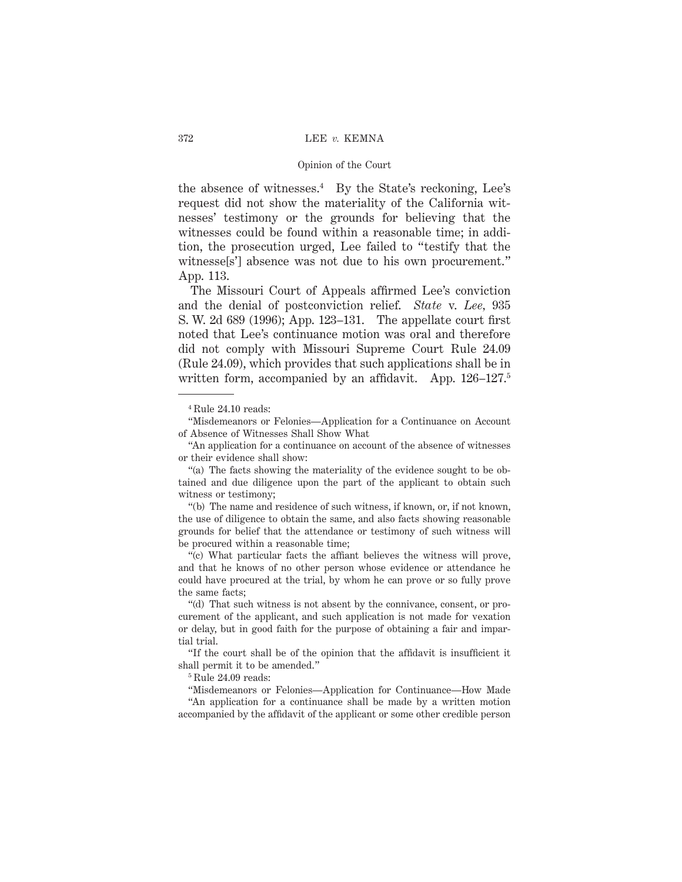the absence of witnesses.[4] By the State's reckoning, Lee's request did not show the materiality of the California witnesses' testimony or the grounds for believing that the witnesses could be found within a reasonable time; in addition, the prosecution urged, Lee failed to "testify that the witnesse[s'] absence was not due to his own procurement." App. 113.

The Missouri Court of Appeals affirmed Lee's conviction and the denial of postconviction relief. *State* v. *Lee*, 935 S. W. 2d 689 (1996); App. 123–131. The appellate court first noted that Lee's continuance motion was oral and therefore did not comply with Missouri Supreme Court Rule 24.09 (Rule 24.09), which provides that such applications shall be in written form, accompanied by an affidavit. App. 126–127.[5]

---

[4] Rule 24.10 reads:

"Misdemeanors or Felonies—Application for a Continuance on Account of Absence of Witnesses Shall Show What

"An application for a continuance on account of the absence of witnesses or their evidence shall show:

"(a) The facts showing the materiality of the evidence sought to be obtained and due diligence upon the part of the applicant to obtain such witness or testimony;

"(b) The name and residence of such witness, if known, or, if not known, the use of diligence to obtain the same, and also facts showing reasonable grounds for belief that the attendance or testimony of such witness will be procured within a reasonable time;

"(c) What particular facts the affiant believes the witness will prove, and that he knows of no other person whose evidence or attendance he could have procured at the trial, by whom he can prove or so fully prove the same facts;

"(d) That such witness is not absent by the connivance, consent, or procurement of the applicant, and such application is not made for vexation or delay, but in good faith for the purpose of obtaining a fair and impartial trial.

"If the court shall be of the opinion that the affidavit is insufficient it shall permit it to be amended."

[5] Rule 24.09 reads:

"Misdemeanors or Felonies—Application for Continuance—How Made

"An application for a continuance shall be made by a written motion accompanied by the affidavit of the applicant or some other credible person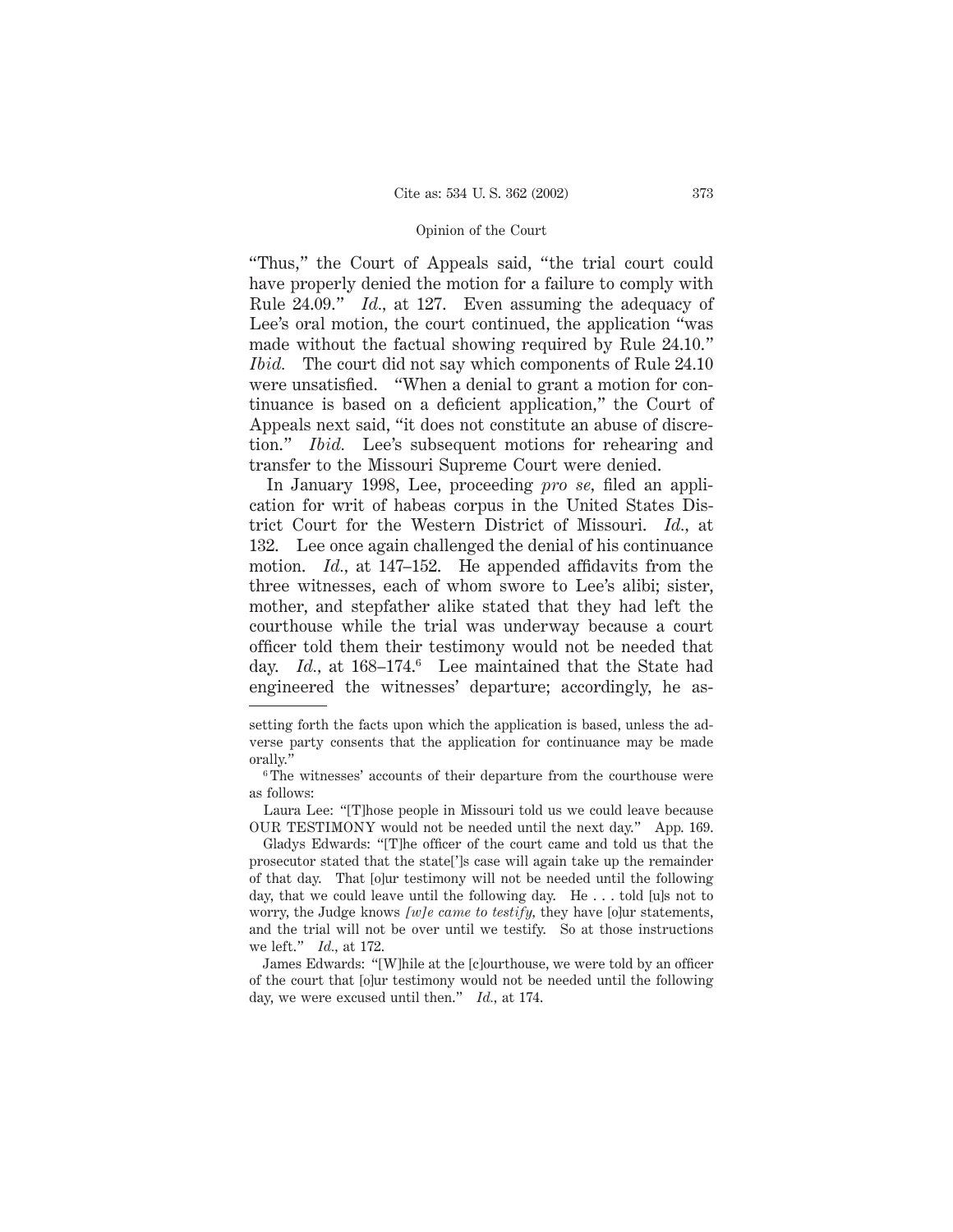"Thus," the Court of Appeals said, "the trial court could have properly denied the motion for a failure to comply with Rule 24.09." *Id.*, at 127. Even assuming the adequacy of Lee's oral motion, the court continued, the application "was made without the factual showing required by Rule 24.10." *Ibid.* The court did not say which components of Rule 24.10 were unsatisfied. "When a denial to grant a motion for continuance is based on a deficient application," the Court of Appeals next said, "it does not constitute an abuse of discretion." *Ibid.* Lee's subsequent motions for rehearing and transfer to the Missouri Supreme Court were denied.

In January 1998, Lee, proceeding *pro se*, filed an application for writ of habeas corpus in the United States District Court for the Western District of Missouri. *Id.*, at 132. Lee once again challenged the denial of his continuance motion. *Id.*, at 147–152. He appended affidavits from the three witnesses, each of whom swore to Lee's alibi; sister, mother, and stepfather alike stated that they had left the courthouse while the trial was underway because a court officer told them their testimony would not be needed that day. *Id.*, at 168–174.[6] Lee maintained that the State had engineered the witnesses' departure; accordingly, he as-

---

setting forth the facts upon which the application is based, unless the adverse party consents that the application for continuance may be made orally."

[6] The witnesses' accounts of their departure from the courthouse were as follows:

Laura Lee: "[T]hose people in Missouri told us we could leave because OUR TESTIMONY would not be needed until the next day." App. 169.

Gladys Edwards: "[T]he officer of the court came and told us that the prosecutor stated that the state[']s case will again take up the remainder of that day. That [o]ur testimony will not be needed until the following day, that we could leave until the following day. He . . . told [u]s not to worry, the Judge knows *[w]e came to testify,* they have [o]ur statements, and the trial will not be over until we testify. So at those instructions we left." *Id.*, at 172.

James Edwards: "[W]hile at the [c]ourthouse, we were told by an officer of the court that [o]ur testimony would not be needed until the following day, we were excused until then." *Id.*, at 174.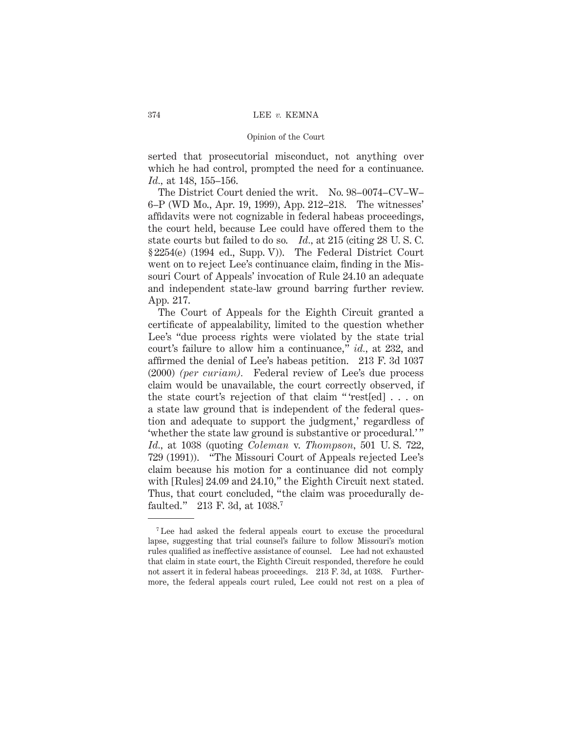serted that prosecutorial misconduct, not anything over which he had control, prompted the need for a continuance. *Id.*, at 148, 155–156.

The District Court denied the writ. No. 98–0074–CV–W–6–P (WD Mo., Apr. 19, 1999), App. 212–218. The witnesses' affidavits were not cognizable in federal habeas proceedings, the court held, because Lee could have offered them to the state courts but failed to do so. *Id.*, at 215 (citing 28 U. S. C. § 2254(e) (1994 ed., Supp. V)). The Federal District Court went on to reject Lee's continuance claim, finding in the Missouri Court of Appeals' invocation of Rule 24.10 an adequate and independent state-law ground barring further review. App. 217.

The Court of Appeals for the Eighth Circuit granted a certificate of appealability, limited to the question whether Lee's "due process rights were violated by the state trial court's failure to allow him a continuance," *id.*, at 232, and affirmed the denial of Lee's habeas petition. 213 F. 3d 1037 (2000) *(per curiam)*. Federal review of Lee's due process claim would be unavailable, the court correctly observed, if the state court's rejection of that claim " 'rest[ed] . . . on a state law ground that is independent of the federal question and adequate to support the judgment,' regardless of 'whether the state law ground is substantive or procedural.' " *Id.*, at 1038 (quoting *Coleman* v. *Thompson*, 501 U. S. 722, 729 (1991)). "The Missouri Court of Appeals rejected Lee's claim because his motion for a continuance did not comply with [Rules] 24.09 and 24.10," the Eighth Circuit next stated. Thus, that court concluded, "the claim was procedurally defaulted." 213 F. 3d, at 1038.[7]

---

[7] Lee had asked the federal appeals court to excuse the procedural lapse, suggesting that trial counsel's failure to follow Missouri's motion rules qualified as ineffective assistance of counsel. Lee had not exhausted that claim in state court, the Eighth Circuit responded, therefore he could not assert it in federal habeas proceedings. 213 F. 3d, at 1038. Furthermore, the federal appeals court ruled, Lee could not rest on a plea of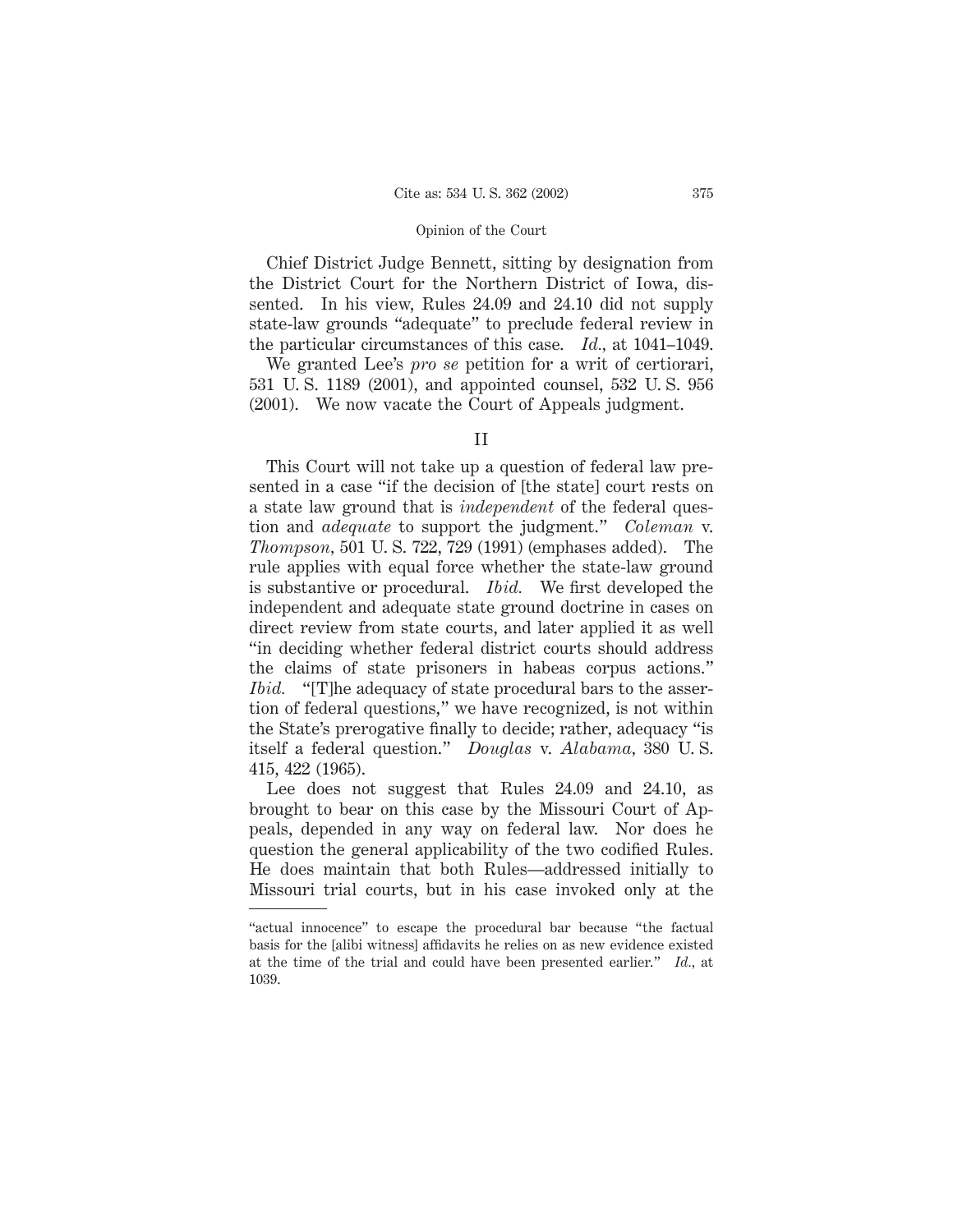Chief District Judge Bennett, sitting by designation from the District Court for the Northern District of Iowa, dissented. In his view, Rules 24.09 and 24.10 did not supply state-law grounds "adequate" to preclude federal review in the particular circumstances of this case. *Id.*, at 1041–1049.

We granted Lee's *pro se* petition for a writ of certiorari, 531 U. S. 1189 (2001), and appointed counsel, 532 U. S. 956 (2001). We now vacate the Court of Appeals judgment.

## II

This Court will not take up a question of federal law presented in a case "if the decision of [the state] court rests on a state law ground that is *independent* of the federal question and *adequate* to support the judgment." *Coleman* v. *Thompson*, 501 U. S. 722, 729 (1991) (emphases added). The rule applies with equal force whether the state-law ground is substantive or procedural. *Ibid.* We first developed the independent and adequate state ground doctrine in cases on direct review from state courts, and later applied it as well "in deciding whether federal district courts should address the claims of state prisoners in habeas corpus actions." *Ibid.* "[T]he adequacy of state procedural bars to the assertion of federal questions," we have recognized, is not within the State's prerogative finally to decide; rather, adequacy "is itself a federal question." *Douglas* v. *Alabama*, 380 U. S. 415, 422 (1965).

Lee does not suggest that Rules 24.09 and 24.10, as brought to bear on this case by the Missouri Court of Appeals, depended in any way on federal law. Nor does he question the general applicability of the two codified Rules. He does maintain that both Rules—addressed initially to Missouri trial courts, but in his case invoked only at the

---

"actual innocence" to escape the procedural bar because "the factual basis for the [alibi witness] affidavits he relies on as new evidence existed at the time of the trial and could have been presented earlier." *Id.*, at 1039.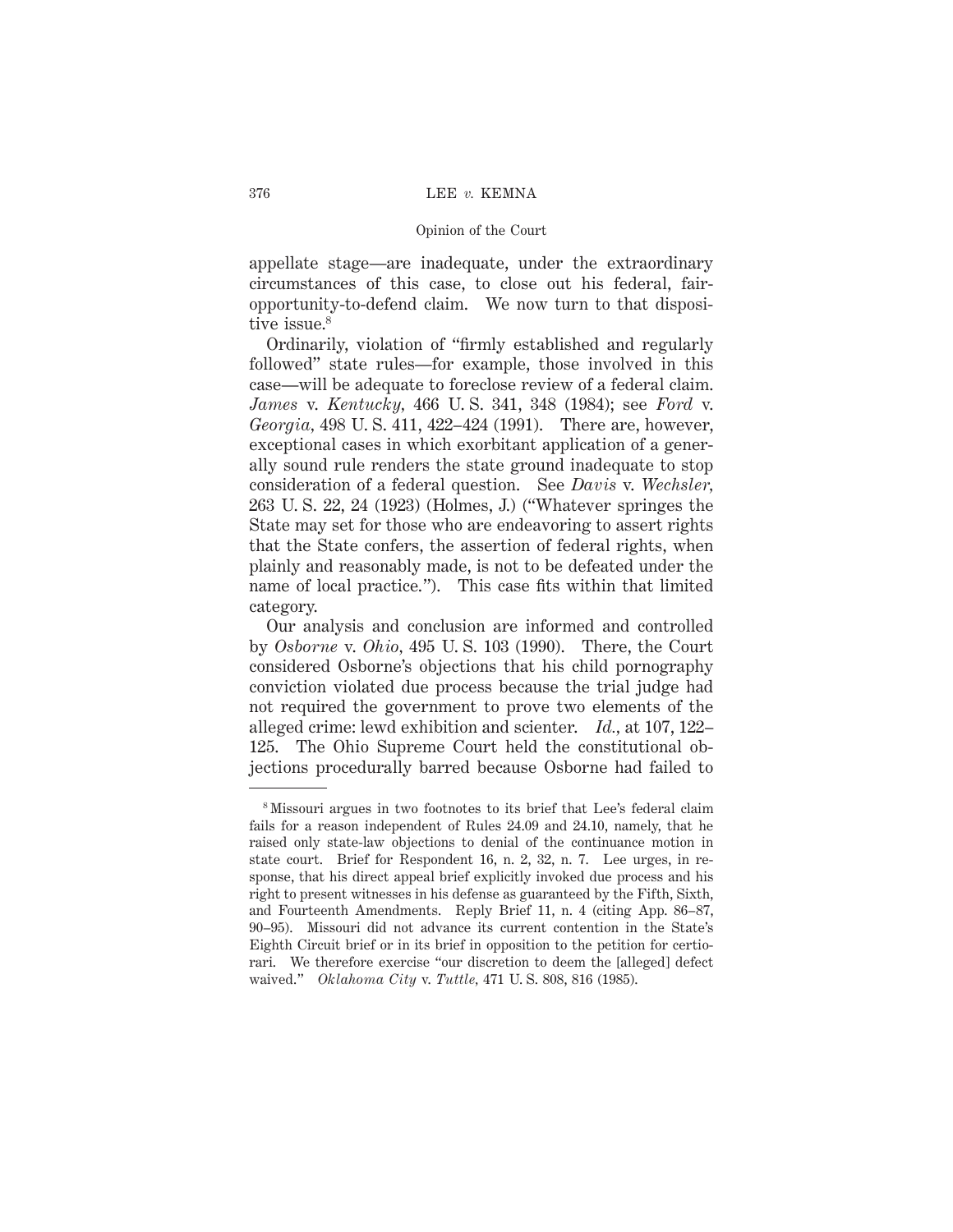appellate stage—are inadequate, under the extraordinary circumstances of this case, to close out his federal, fair-opportunity-to-defend claim. We now turn to that dispositive issue.[8]

Ordinarily, violation of "firmly established and regularly followed" state rules—for example, those involved in this case—will be adequate to foreclose review of a federal claim. *James* v. *Kentucky,* 466 U. S. 341, 348 (1984); see *Ford* v. *Georgia,* 498 U. S. 411, 422–424 (1991). There are, however, exceptional cases in which exorbitant application of a generally sound rule renders the state ground inadequate to stop consideration of a federal question. See *Davis* v. *Wechsler,* 263 U. S. 22, 24 (1923) (Holmes, J.) ("Whatever springes the State may set for those who are endeavoring to assert rights that the State confers, the assertion of federal rights, when plainly and reasonably made, is not to be defeated under the name of local practice."). This case fits within that limited category.

Our analysis and conclusion are informed and controlled by *Osborne* v. *Ohio,* 495 U. S. 103 (1990). There, the Court considered Osborne's objections that his child pornography conviction violated due process because the trial judge had not required the government to prove two elements of the alleged crime: lewd exhibition and scienter. *Id.,* at 107, 122–125. The Ohio Supreme Court held the constitutional objections procedurally barred because Osborne had failed to

---

[8] Missouri argues in two footnotes to its brief that Lee's federal claim fails for a reason independent of Rules 24.09 and 24.10, namely, that he raised only state-law objections to denial of the continuance motion in state court. Brief for Respondent 16, n. 2, 32, n. 7. Lee urges, in response, that his direct appeal brief explicitly invoked due process and his right to present witnesses in his defense as guaranteed by the Fifth, Sixth, and Fourteenth Amendments. Reply Brief 11, n. 4 (citing App. 86–87, 90–95). Missouri did not advance its current contention in the State's Eighth Circuit brief or in its brief in opposition to the petition for certiorari. We therefore exercise "our discretion to deem the [alleged] defect waived." *Oklahoma City* v. *Tuttle,* 471 U. S. 808, 816 (1985).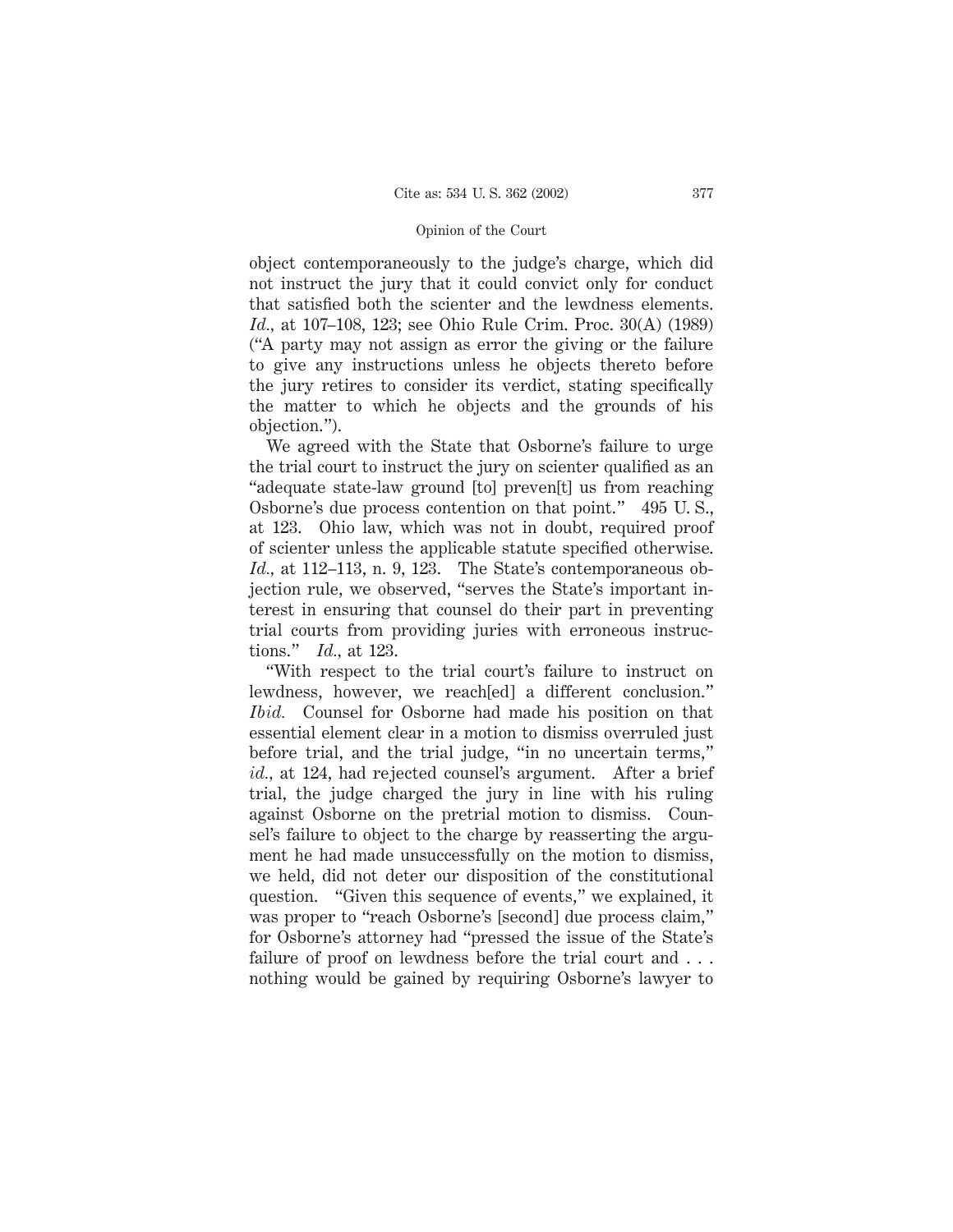object contemporaneously to the judge's charge, which did not instruct the jury that it could convict only for conduct that satisfied both the scienter and the lewdness elements. *Id.*, at 107–108, 123; see Ohio Rule Crim. Proc. 30(A) (1989) ("A party may not assign as error the giving or the failure to give any instructions unless he objects thereto before the jury retires to consider its verdict, stating specifically the matter to which he objects and the grounds of his objection.").

We agreed with the State that Osborne's failure to urge the trial court to instruct the jury on scienter qualified as an "adequate state-law ground [to] preven[t] us from reaching Osborne's due process contention on that point." 495 U. S., at 123. Ohio law, which was not in doubt, required proof of scienter unless the applicable statute specified otherwise. *Id.*, at 112–113, n. 9, 123. The State's contemporaneous objection rule, we observed, "serves the State's important interest in ensuring that counsel do their part in preventing trial courts from providing juries with erroneous instructions." *Id.*, at 123.

"With respect to the trial court's failure to instruct on lewdness, however, we reach[ed] a different conclusion." *Ibid.* Counsel for Osborne had made his position on that essential element clear in a motion to dismiss overruled just before trial, and the trial judge, "in no uncertain terms," *id.*, at 124, had rejected counsel's argument. After a brief trial, the judge charged the jury in line with his ruling against Osborne on the pretrial motion to dismiss. Counsel's failure to object to the charge by reasserting the argument he had made unsuccessfully on the motion to dismiss, we held, did not deter our disposition of the constitutional question. "Given this sequence of events," we explained, it was proper to "reach Osborne's [second] due process claim," for Osborne's attorney had "pressed the issue of the State's failure of proof on lewdness before the trial court and . . . nothing would be gained by requiring Osborne's lawyer to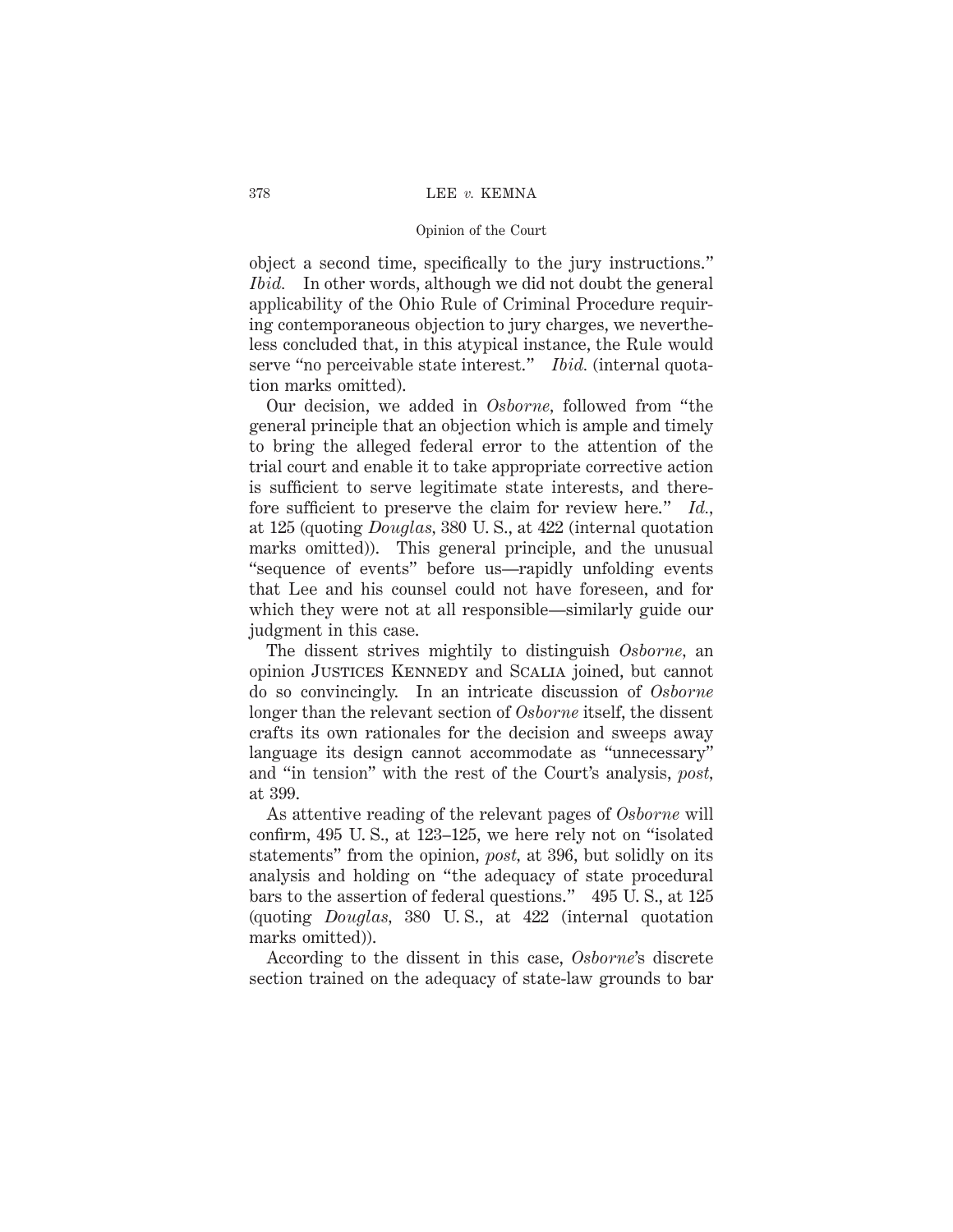object a second time, specifically to the jury instructions." *Ibid.* In other words, although we did not doubt the general applicability of the Ohio Rule of Criminal Procedure requiring contemporaneous objection to jury charges, we nevertheless concluded that, in this atypical instance, the Rule would serve "no perceivable state interest." *Ibid.* (internal quotation marks omitted).

Our decision, we added in *Osborne*, followed from "the general principle that an objection which is ample and timely to bring the alleged federal error to the attention of the trial court and enable it to take appropriate corrective action is sufficient to serve legitimate state interests, and therefore sufficient to preserve the claim for review here." *Id.*, at 125 (quoting *Douglas*, 380 U. S., at 422 (internal quotation marks omitted)). This general principle, and the unusual "sequence of events" before us—rapidly unfolding events that Lee and his counsel could not have foreseen, and for which they were not at all responsible—similarly guide our judgment in this case.

The dissent strives mightily to distinguish *Osborne*, an opinion JUSTICES KENNEDY and SCALIA joined, but cannot do so convincingly. In an intricate discussion of *Osborne* longer than the relevant section of *Osborne* itself, the dissent crafts its own rationales for the decision and sweeps away language its design cannot accommodate as "unnecessary" and "in tension" with the rest of the Court's analysis, *post*, at 399.

As attentive reading of the relevant pages of *Osborne* will confirm, 495 U. S., at 123–125, we here rely not on "isolated statements" from the opinion, *post*, at 396, but solidly on its analysis and holding on "the adequacy of state procedural bars to the assertion of federal questions." 495 U. S., at 125 (quoting *Douglas*, 380 U. S., at 422 (internal quotation marks omitted)).

According to the dissent in this case, *Osborne*'s discrete section trained on the adequacy of state-law grounds to bar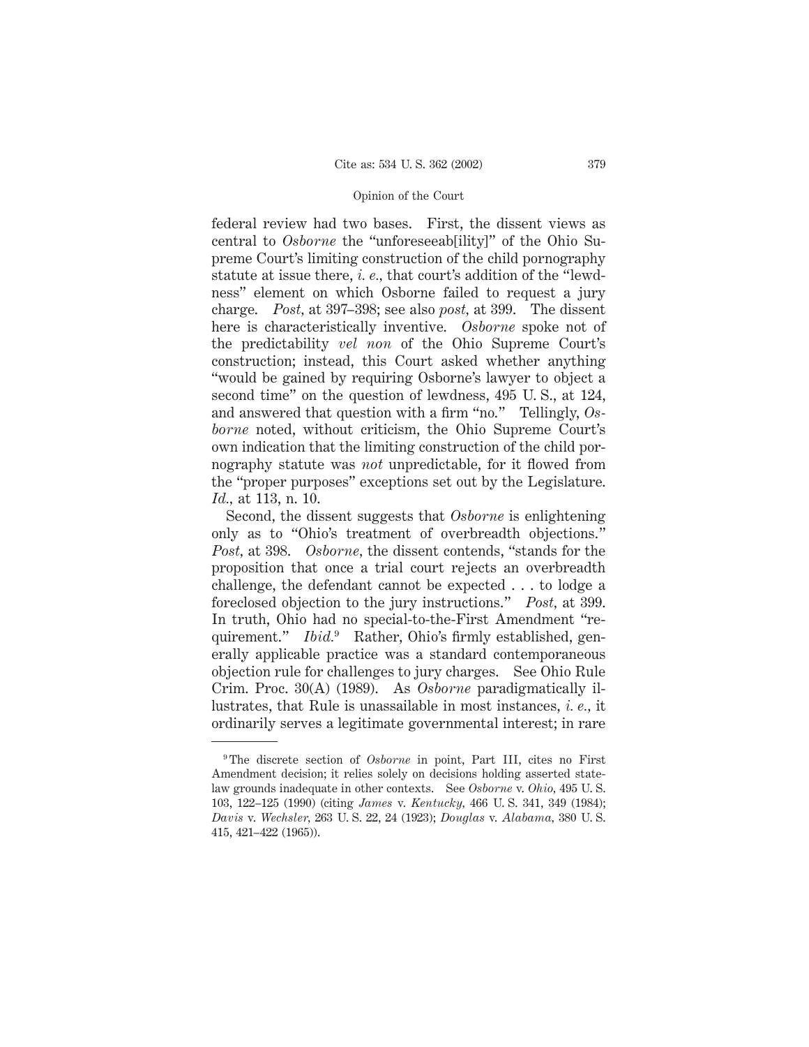federal review had two bases. First, the dissent views as central to *Osborne* the "unforeseeab[ility]" of the Ohio Supreme Court's limiting construction of the child pornography statute at issue there, *i. e.,* that court's addition of the "lewdness" element on which Osborne failed to request a jury charge. *Post,* at 397–398; see also *post,* at 399. The dissent here is characteristically inventive. *Osborne* spoke not of the predictability *vel non* of the Ohio Supreme Court's construction; instead, this Court asked whether anything "would be gained by requiring Osborne's lawyer to object a second time" on the question of lewdness, 495 U. S., at 124, and answered that question with a firm "no." Tellingly, *Osborne* noted, without criticism, the Ohio Supreme Court's own indication that the limiting construction of the child pornography statute was *not* unpredictable, for it flowed from the "proper purposes" exceptions set out by the Legislature. *Id.,* at 113, n. 10.

Second, the dissent suggests that *Osborne* is enlightening only as to "Ohio's treatment of overbreadth objections." *Post,* at 398. *Osborne,* the dissent contends, "stands for the proposition that once a trial court rejects an overbreadth challenge, the defendant cannot be expected . . . to lodge a foreclosed objection to the jury instructions." *Post,* at 399. In truth, Ohio had no special-to-the-First Amendment "requirement." *Ibid.*[9] Rather, Ohio's firmly established, generally applicable practice was a standard contemporaneous objection rule for challenges to jury charges. See Ohio Rule Crim. Proc. 30(A) (1989). As *Osborne* paradigmatically illustrates, that Rule is unassailable in most instances, *i. e.,* it ordinarily serves a legitimate governmental interest; in rare

---

[9] The discrete section of *Osborne* in point, Part III, cites no First Amendment decision; it relies solely on decisions holding asserted state-law grounds inadequate in other contexts. See *Osborne* v. *Ohio,* 495 U. S. 103, 122–125 (1990) (citing *James* v. *Kentucky,* 466 U. S. 341, 349 (1984); *Davis* v. *Wechsler,* 263 U. S. 22, 24 (1923); *Douglas* v. *Alabama,* 380 U. S. 415, 421–422 (1965)).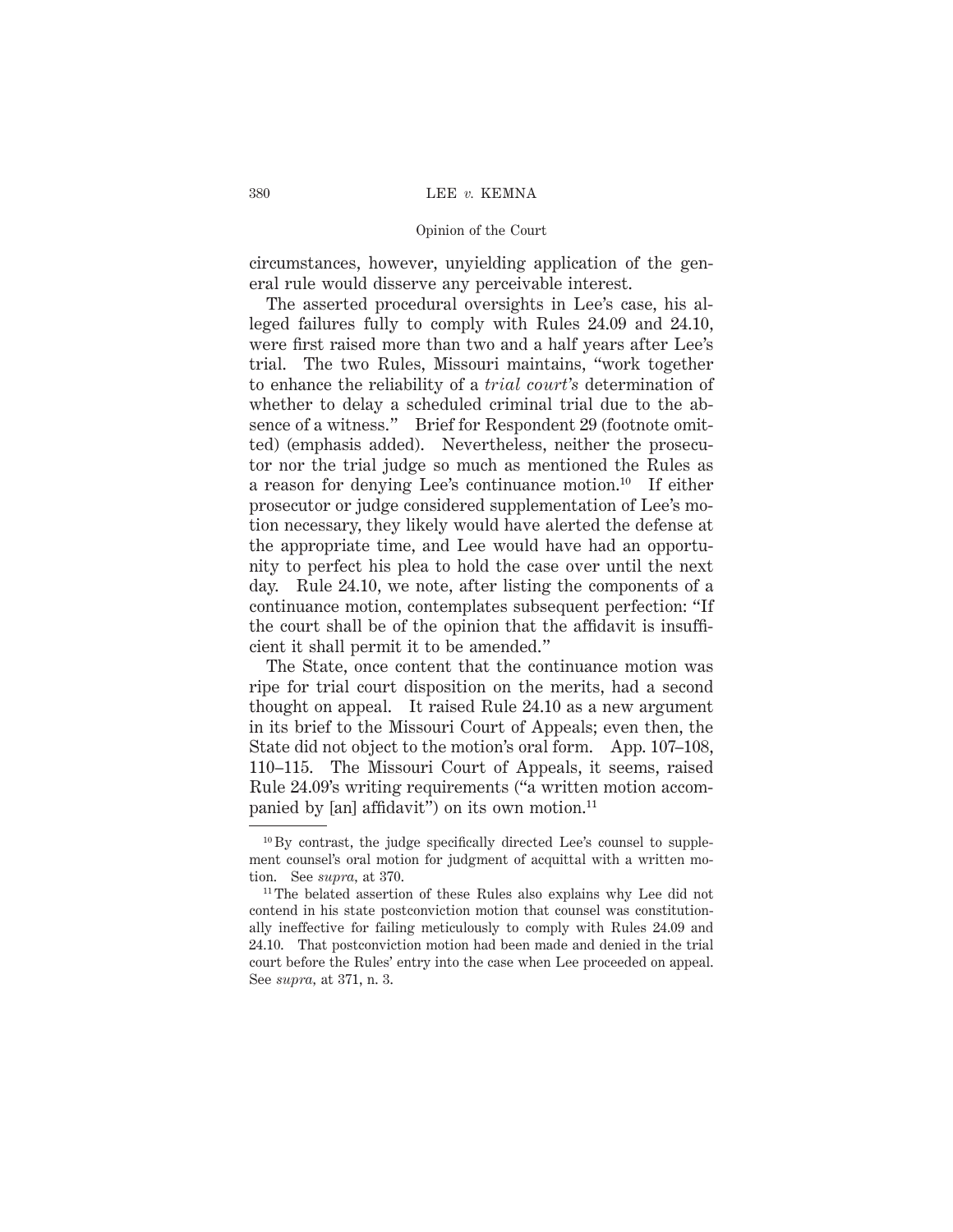circumstances, however, unyielding application of the general rule would disserve any perceivable interest.

The asserted procedural oversights in Lee's case, his alleged failures fully to comply with Rules 24.09 and 24.10, were first raised more than two and a half years after Lee's trial. The two Rules, Missouri maintains, "work together to enhance the reliability of a *trial court's* determination of whether to delay a scheduled criminal trial due to the absence of a witness." Brief for Respondent 29 (footnote omitted) (emphasis added). Nevertheless, neither the prosecutor nor the trial judge so much as mentioned the Rules as a reason for denying Lee's continuance motion.[10] If either prosecutor or judge considered supplementation of Lee's motion necessary, they likely would have alerted the defense at the appropriate time, and Lee would have had an opportunity to perfect his plea to hold the case over until the next day. Rule 24.10, we note, after listing the components of a continuance motion, contemplates subsequent perfection: "If the court shall be of the opinion that the affidavit is insufficient it shall permit it to be amended."

The State, once content that the continuance motion was ripe for trial court disposition on the merits, had a second thought on appeal. It raised Rule 24.10 as a new argument in its brief to the Missouri Court of Appeals; even then, the State did not object to the motion's oral form. App. 107–108, 110–115. The Missouri Court of Appeals, it seems, raised Rule 24.09's writing requirements ("a written motion accompanied by [an] affidavit") on its own motion.[11]

---

[10] By contrast, the judge specifically directed Lee's counsel to supplement counsel's oral motion for judgment of acquittal with a written motion. See *supra*, at 370.

[11] The belated assertion of these Rules also explains why Lee did not contend in his state postconviction motion that counsel was constitutionally ineffective for failing meticulously to comply with Rules 24.09 and 24.10. That postconviction motion had been made and denied in the trial court before the Rules' entry into the case when Lee proceeded on appeal. See *supra*, at 371, n. 3.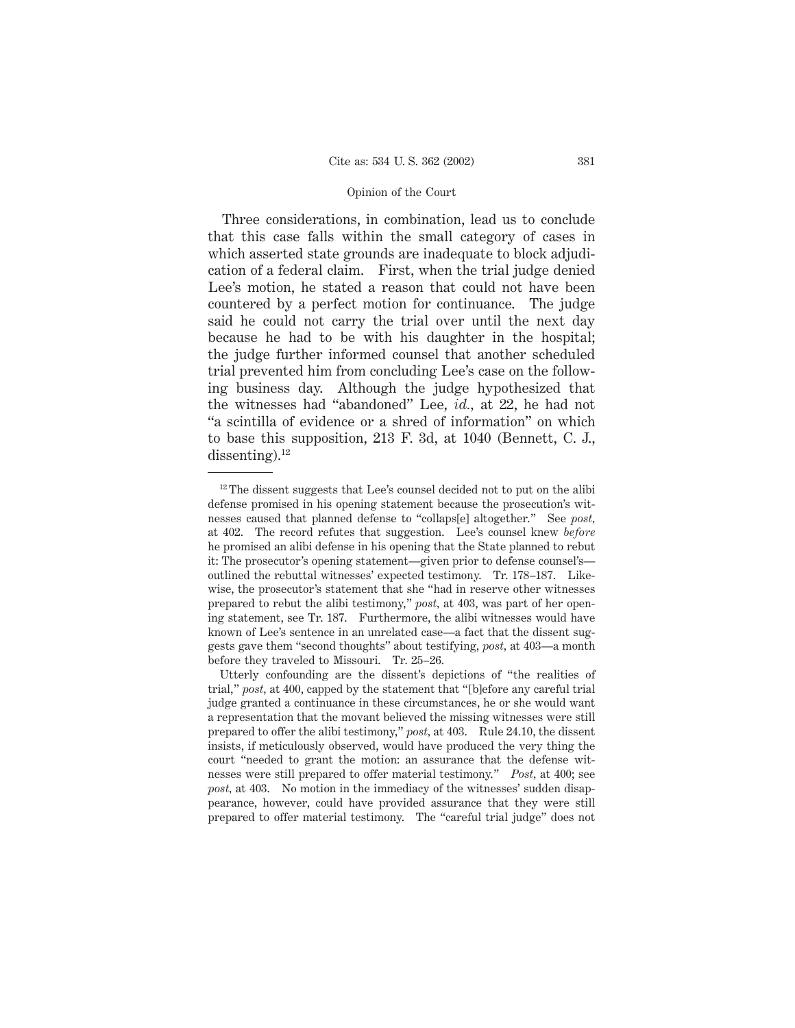Three considerations, in combination, lead us to conclude that this case falls within the small category of cases in which asserted state grounds are inadequate to block adjudication of a federal claim. First, when the trial judge denied Lee's motion, he stated a reason that could not have been countered by a perfect motion for continuance. The judge said he could not carry the trial over until the next day because he had to be with his daughter in the hospital; the judge further informed counsel that another scheduled trial prevented him from concluding Lee's case on the following business day. Although the judge hypothesized that the witnesses had "abandoned" Lee, *id.*, at 22, he had not "a scintilla of evidence or a shred of information" on which to base this supposition, 213 F. 3d, at 1040 (Bennett, C. J., dissenting).[12]

---

[12] The dissent suggests that Lee's counsel decided not to put on the alibi defense promised in his opening statement because the prosecution's witnesses caused that planned defense to "collaps[e] altogether." See *post*, at 402. The record refutes that suggestion. Lee's counsel knew *before* he promised an alibi defense in his opening that the State planned to rebut it: The prosecutor's opening statement—given prior to defense counsel's—outlined the rebuttal witnesses' expected testimony. Tr. 178–187. Likewise, the prosecutor's statement that she "had in reserve other witnesses prepared to rebut the alibi testimony," *post*, at 403, was part of her opening statement, see Tr. 187. Furthermore, the alibi witnesses would have known of Lee's sentence in an unrelated case—a fact that the dissent suggests gave them "second thoughts" about testifying, *post*, at 403—a month before they traveled to Missouri. Tr. 25–26.

Utterly confounding are the dissent's depictions of "the realities of trial," *post*, at 400, capped by the statement that "[b]efore any careful trial judge granted a continuance in these circumstances, he or she would want a representation that the movant believed the missing witnesses were still prepared to offer the alibi testimony," *post*, at 403. Rule 24.10, the dissent insists, if meticulously observed, would have produced the very thing the court "needed to grant the motion: an assurance that the defense witnesses were still prepared to offer material testimony." *Post*, at 400; see *post*, at 403. No motion in the immediacy of the witnesses' sudden disappearance, however, could have provided assurance that they were still prepared to offer material testimony. The "careful trial judge" does not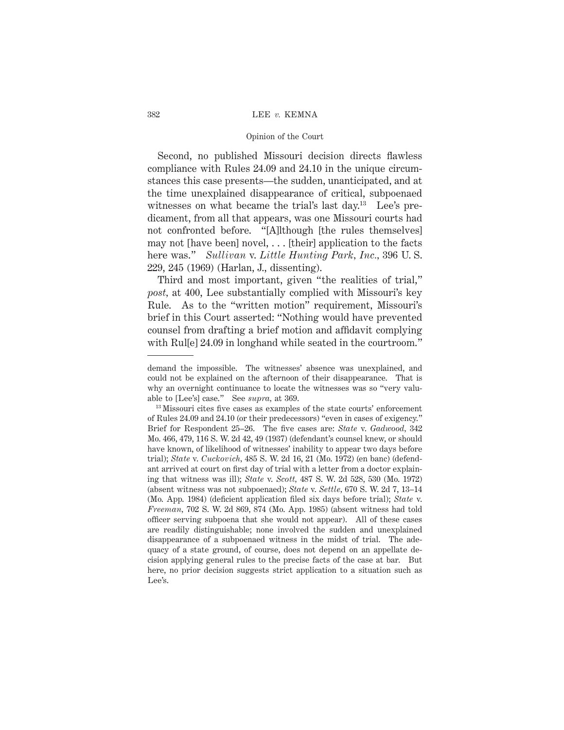Second, no published Missouri decision directs flawless compliance with Rules 24.09 and 24.10 in the unique circumstances this case presents—the sudden, unanticipated, and at the time unexplained disappearance of critical, subpoenaed witnesses on what became the trial's last day.[13] Lee's predicament, from all that appears, was one Missouri courts had not confronted before. "[A]lthough [the rules themselves] may not [have been] novel, . . . [their] application to the facts here was." *Sullivan* v. *Little Hunting Park, Inc.*, 396 U. S. 229, 245 (1969) (Harlan, J., dissenting).

Third and most important, given "the realities of trial," *post,* at 400, Lee substantially complied with Missouri's key Rule. As to the "written motion" requirement, Missouri's brief in this Court asserted: "Nothing would have prevented counsel from drafting a brief motion and affidavit complying with Rul[e] 24.09 in longhand while seated in the courtroom."

---

demand the impossible. The witnesses' absence was unexplained, and could not be explained on the afternoon of their disappearance. That is why an overnight continuance to locate the witnesses was so "very valuable to [Lee's] case." See *supra,* at 369.

[13] Missouri cites five cases as examples of the state courts' enforcement of Rules 24.09 and 24.10 (or their predecessors) "even in cases of exigency." Brief for Respondent 25–26. The five cases are: *State* v. *Gadwood,* 342 Mo. 466, 479, 116 S. W. 2d 42, 49 (1937) (defendant's counsel knew, or should have known, of likelihood of witnesses' inability to appear two days before trial); *State* v. *Cuckovich,* 485 S. W. 2d 16, 21 (Mo. 1972) (en banc) (defendant arrived at court on first day of trial with a letter from a doctor explaining that witness was ill); *State* v. *Scott,* 487 S. W. 2d 528, 530 (Mo. 1972) (absent witness was not subpoenaed); *State* v. *Settle,* 670 S. W. 2d 7, 13–14 (Mo. App. 1984) (deficient application filed six days before trial); *State* v. *Freeman,* 702 S. W. 2d 869, 874 (Mo. App. 1985) (absent witness had told officer serving subpoena that she would not appear). All of these cases are readily distinguishable; none involved the sudden and unexplained disappearance of a subpoenaed witness in the midst of trial. The adequacy of a state ground, of course, does not depend on an appellate decision applying general rules to the precise facts of the case at bar. But here, no prior decision suggests strict application to a situation such as Lee's.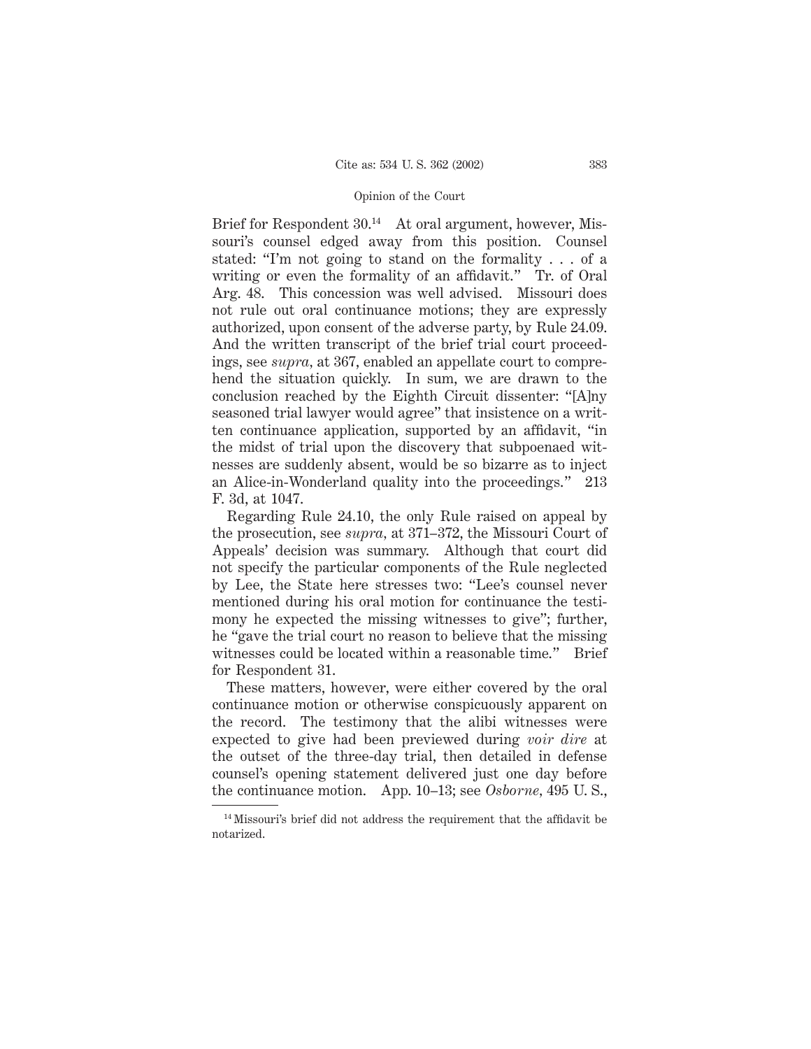Brief for Respondent 30.[14] At oral argument, however, Missouri's counsel edged away from this position. Counsel stated: "I'm not going to stand on the formality . . . of a writing or even the formality of an affidavit." Tr. of Oral Arg. 48. This concession was well advised. Missouri does not rule out oral continuance motions; they are expressly authorized, upon consent of the adverse party, by Rule 24.09. And the written transcript of the brief trial court proceedings, see *supra*, at 367, enabled an appellate court to comprehend the situation quickly. In sum, we are drawn to the conclusion reached by the Eighth Circuit dissenter: "[A]ny seasoned trial lawyer would agree" that insistence on a written continuance application, supported by an affidavit, "in the midst of trial upon the discovery that subpoenaed witnesses are suddenly absent, would be so bizarre as to inject an Alice-in-Wonderland quality into the proceedings." 213 F. 3d, at 1047.

Regarding Rule 24.10, the only Rule raised on appeal by the prosecution, see *supra*, at 371–372, the Missouri Court of Appeals' decision was summary. Although that court did not specify the particular components of the Rule neglected by Lee, the State here stresses two: "Lee's counsel never mentioned during his oral motion for continuance the testimony he expected the missing witnesses to give"; further, he "gave the trial court no reason to believe that the missing witnesses could be located within a reasonable time." Brief for Respondent 31.

These matters, however, were either covered by the oral continuance motion or otherwise conspicuously apparent on the record. The testimony that the alibi witnesses were expected to give had been previewed during *voir dire* at the outset of the three-day trial, then detailed in defense counsel's opening statement delivered just one day before the continuance motion. App. 10–13; see *Osborne*, 495 U. S.,

[14] Missouri's brief did not address the requirement that the affidavit be notarized.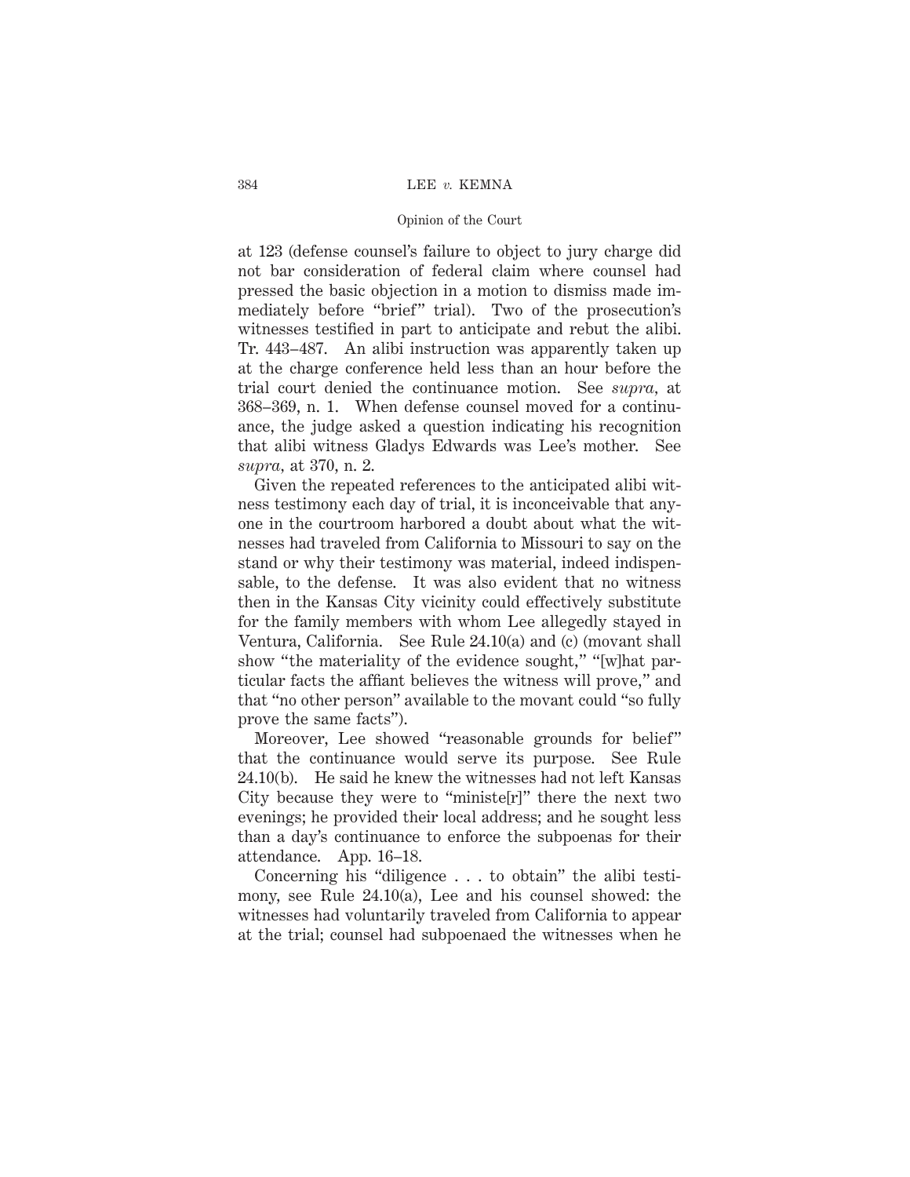at 123 (defense counsel's failure to object to jury charge did not bar consideration of federal claim where counsel had pressed the basic objection in a motion to dismiss made immediately before "brief" trial). Two of the prosecution's witnesses testified in part to anticipate and rebut the alibi. Tr. 443–487. An alibi instruction was apparently taken up at the charge conference held less than an hour before the trial court denied the continuance motion. See *supra,* at 368–369, n. 1. When defense counsel moved for a continuance, the judge asked a question indicating his recognition that alibi witness Gladys Edwards was Lee's mother. See *supra,* at 370, n. 2.

Given the repeated references to the anticipated alibi witness testimony each day of trial, it is inconceivable that anyone in the courtroom harbored a doubt about what the witnesses had traveled from California to Missouri to say on the stand or why their testimony was material, indeed indispensable, to the defense. It was also evident that no witness then in the Kansas City vicinity could effectively substitute for the family members with whom Lee allegedly stayed in Ventura, California. See Rule 24.10(a) and (c) (movant shall show "the materiality of the evidence sought," "[w]hat particular facts the affiant believes the witness will prove," and that "no other person" available to the movant could "so fully prove the same facts").

Moreover, Lee showed "reasonable grounds for belief" that the continuance would serve its purpose. See Rule 24.10(b). He said he knew the witnesses had not left Kansas City because they were to "ministe[r]" there the next two evenings; he provided their local address; and he sought less than a day's continuance to enforce the subpoenas for their attendance. App. 16–18.

Concerning his "diligence . . . to obtain" the alibi testimony, see Rule 24.10(a), Lee and his counsel showed: the witnesses had voluntarily traveled from California to appear at the trial; counsel had subpoenaed the witnesses when he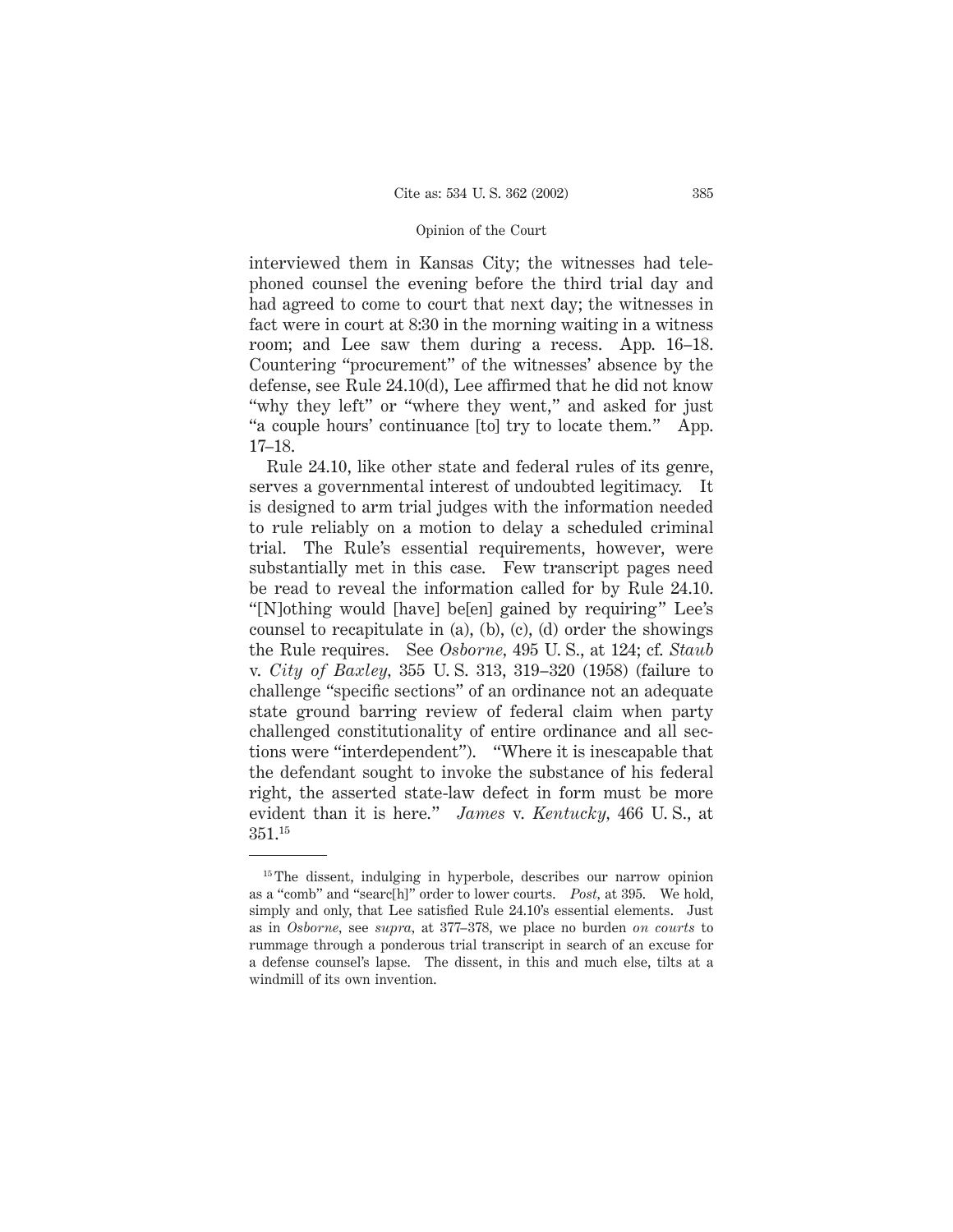interviewed them in Kansas City; the witnesses had telephoned counsel the evening before the third trial day and had agreed to come to court that next day; the witnesses in fact were in court at 8:30 in the morning waiting in a witness room; and Lee saw them during a recess. App. 16–18. Countering "procurement" of the witnesses' absence by the defense, see Rule 24.10(d), Lee affirmed that he did not know "why they left" or "where they went," and asked for just "a couple hours' continuance [to] try to locate them." App. 17–18.

Rule 24.10, like other state and federal rules of its genre, serves a governmental interest of undoubted legitimacy. It is designed to arm trial judges with the information needed to rule reliably on a motion to delay a scheduled criminal trial. The Rule's essential requirements, however, were substantially met in this case. Few transcript pages need be read to reveal the information called for by Rule 24.10. "[N]othing would [have] be[en] gained by requiring" Lee's counsel to recapitulate in (a), (b), (c), (d) order the showings the Rule requires. See *Osborne*, 495 U. S., at 124; cf. *Staub* v. *City of Baxley*, 355 U. S. 313, 319–320 (1958) (failure to challenge "specific sections" of an ordinance not an adequate state ground barring review of federal claim when party challenged constitutionality of entire ordinance and all sections were "interdependent"). "Where it is inescapable that the defendant sought to invoke the substance of his federal right, the asserted state-law defect in form must be more evident than it is here." *James* v. *Kentucky*, 466 U. S., at 351.[15]

---

[15] The dissent, indulging in hyperbole, describes our narrow opinion as a "comb" and "searc[h]" order to lower courts. *Post*, at 395. We hold, simply and only, that Lee satisfied Rule 24.10's essential elements. Just as in *Osborne*, see *supra*, at 377–378, we place no burden *on courts* to rummage through a ponderous trial transcript in search of an excuse for a defense counsel's lapse. The dissent, in this and much else, tilts at a windmill of its own invention.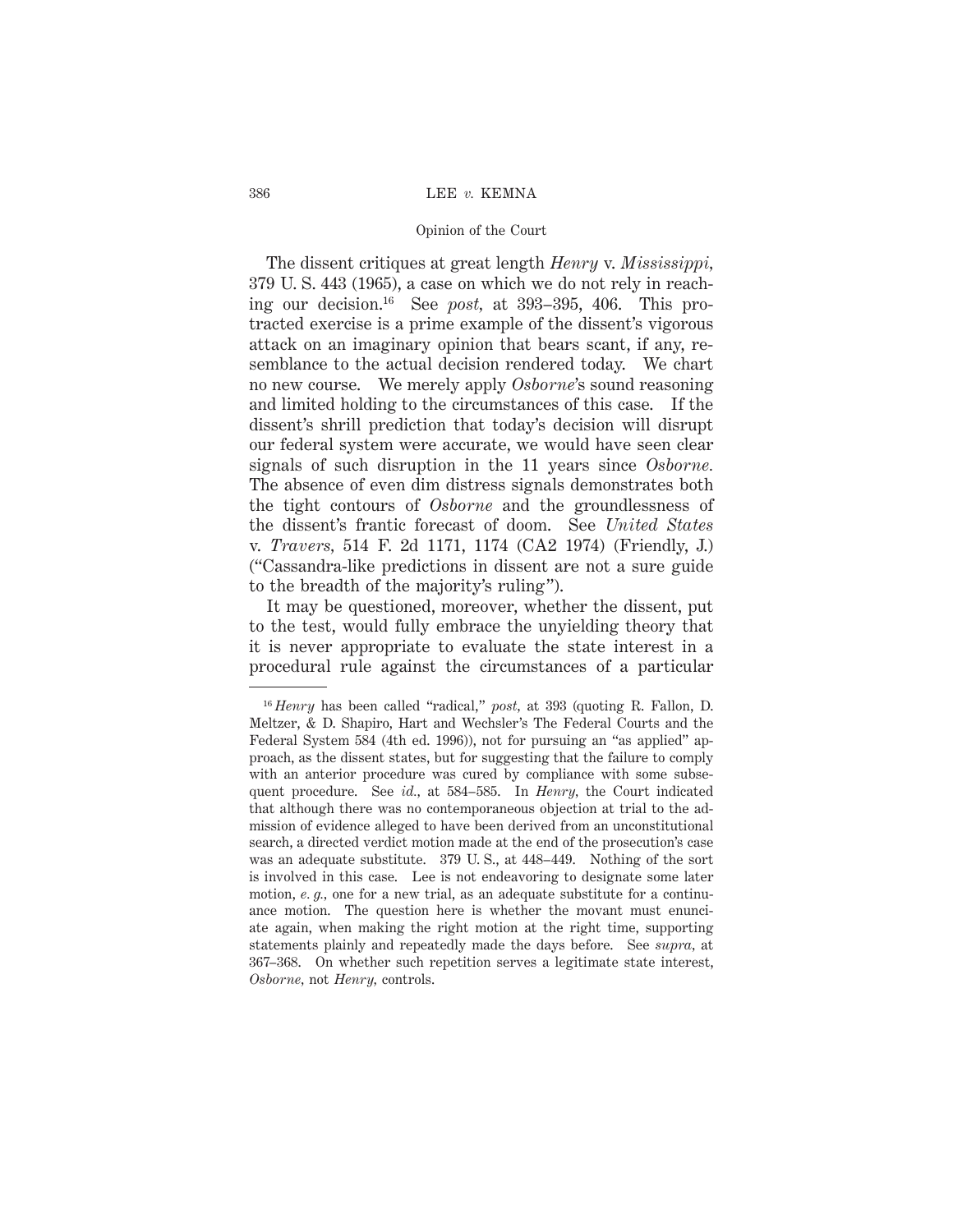The dissent critiques at great length *Henry* v. *Mississippi*, 379 U. S. 443 (1965), a case on which we do not rely in reaching our decision.[16] See *post*, at 393–395, 406. This protracted exercise is a prime example of the dissent's vigorous attack on an imaginary opinion that bears scant, if any, resemblance to the actual decision rendered today. We chart no new course. We merely apply *Osborne*'s sound reasoning and limited holding to the circumstances of this case. If the dissent's shrill prediction that today's decision will disrupt our federal system were accurate, we would have seen clear signals of such disruption in the 11 years since *Osborne*. The absence of even dim distress signals demonstrates both the tight contours of *Osborne* and the groundlessness of the dissent's frantic forecast of doom. See *United States* v. *Travers*, 514 F. 2d 1171, 1174 (CA2 1974) (Friendly, J.) ("Cassandra-like predictions in dissent are not a sure guide to the breadth of the majority's ruling").

It may be questioned, moreover, whether the dissent, put to the test, would fully embrace the unyielding theory that it is never appropriate to evaluate the state interest in a procedural rule against the circumstances of a particular

---

[16] *Henry* has been called "radical," *post*, at 393 (quoting R. Fallon, D. Meltzer, & D. Shapiro, Hart and Wechsler's The Federal Courts and the Federal System 584 (4th ed. 1996)), not for pursuing an "as applied" approach, as the dissent states, but for suggesting that the failure to comply with an anterior procedure was cured by compliance with some subsequent procedure. See *id.*, at 584–585. In *Henry*, the Court indicated that although there was no contemporaneous objection at trial to the admission of evidence alleged to have been derived from an unconstitutional search, a directed verdict motion made at the end of the prosecution's case was an adequate substitute. 379 U. S., at 448–449. Nothing of the sort is involved in this case. Lee is not endeavoring to designate some later motion, *e. g.*, one for a new trial, as an adequate substitute for a continuance motion. The question here is whether the movant must enunciate again, when making the right motion at the right time, supporting statements plainly and repeatedly made the days before. See *supra*, at 367–368. On whether such repetition serves a legitimate state interest, *Osborne*, not *Henry*, controls.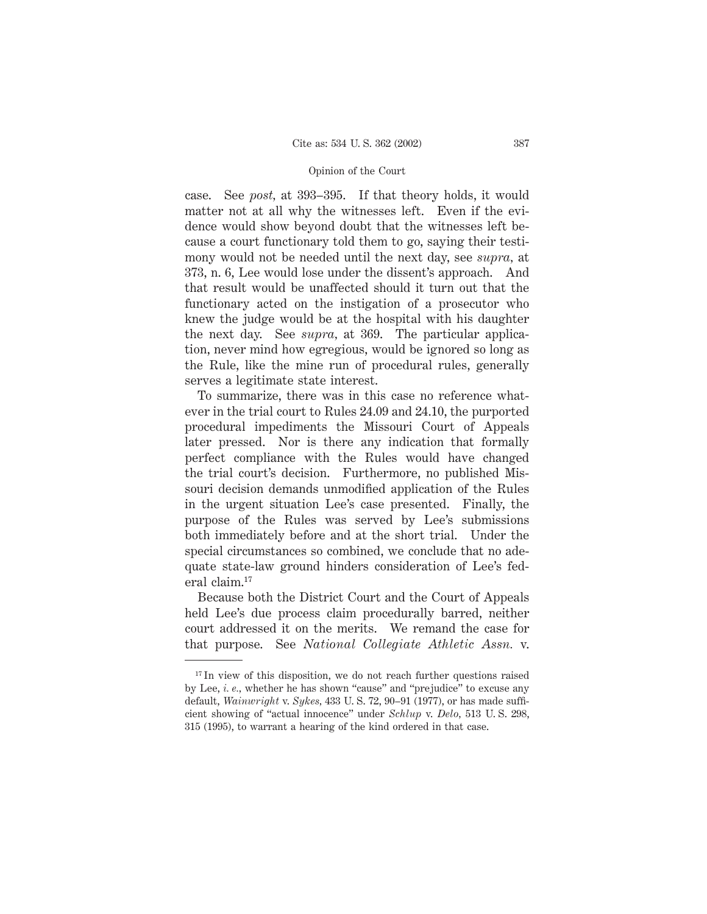case. See *post,* at 393–395. If that theory holds, it would matter not at all why the witnesses left. Even if the evidence would show beyond doubt that the witnesses left because a court functionary told them to go, saying their testimony would not be needed until the next day, see *supra,* at 373, n. 6, Lee would lose under the dissent's approach. And that result would be unaffected should it turn out that the functionary acted on the instigation of a prosecutor who knew the judge would be at the hospital with his daughter the next day. See *supra,* at 369. The particular application, never mind how egregious, would be ignored so long as the Rule, like the mine run of procedural rules, generally serves a legitimate state interest.

To summarize, there was in this case no reference whatever in the trial court to Rules 24.09 and 24.10, the purported procedural impediments the Missouri Court of Appeals later pressed. Nor is there any indication that formally perfect compliance with the Rules would have changed the trial court's decision. Furthermore, no published Missouri decision demands unmodified application of the Rules in the urgent situation Lee's case presented. Finally, the purpose of the Rules was served by Lee's submissions both immediately before and at the short trial. Under the special circumstances so combined, we conclude that no adequate state-law ground hinders consideration of Lee's federal claim.[17]

Because both the District Court and the Court of Appeals held Lee's due process claim procedurally barred, neither court addressed it on the merits. We remand the case for that purpose. See *National Collegiate Athletic Assn.* v.

---

[17] In view of this disposition, we do not reach further questions raised by Lee, *i. e.,* whether he has shown "cause" and "prejudice" to excuse any default, *Wainwright* v. *Sykes,* 433 U. S. 72, 90–91 (1977), or has made sufficient showing of "actual innocence" under *Schlup* v. *Delo,* 513 U. S. 298, 315 (1995), to warrant a hearing of the kind ordered in that case.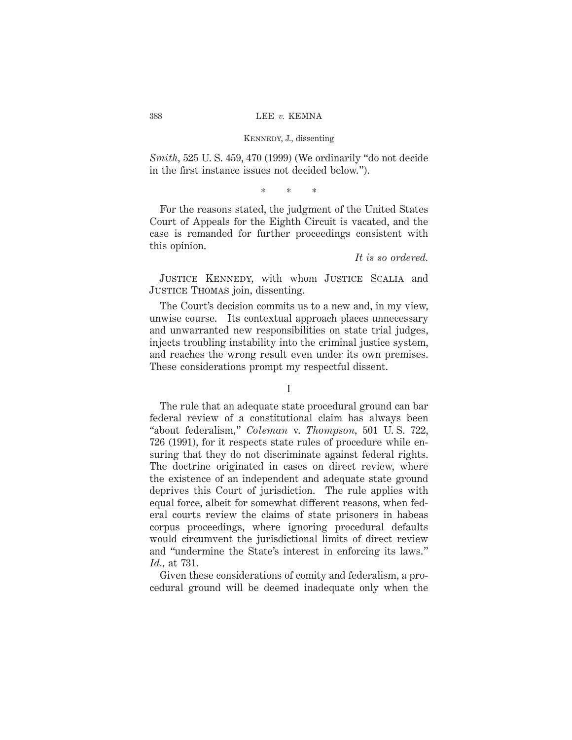*Smith,* 525 U. S. 459, 470 (1999) (We ordinarily "do not decide in the first instance issues not decided below.").

\* \* \*

For the reasons stated, the judgment of the United States Court of Appeals for the Eighth Circuit is vacated, and the case is remanded for further proceedings consistent with this opinion.

*It is so ordered.*

JUSTICE KENNEDY, with whom JUSTICE SCALIA and JUSTICE THOMAS join, dissenting.

The Court's decision commits us to a new and, in my view, unwise course. Its contextual approach places unnecessary and unwarranted new responsibilities on state trial judges, injects troubling instability into the criminal justice system, and reaches the wrong result even under its own premises. These considerations prompt my respectful dissent.

## I

The rule that an adequate state procedural ground can bar federal review of a constitutional claim has always been "about federalism," *Coleman* v. *Thompson,* 501 U. S. 722, 726 (1991), for it respects state rules of procedure while ensuring that they do not discriminate against federal rights. The doctrine originated in cases on direct review, where the existence of an independent and adequate state ground deprives this Court of jurisdiction. The rule applies with equal force, albeit for somewhat different reasons, when federal courts review the claims of state prisoners in habeas corpus proceedings, where ignoring procedural defaults would circumvent the jurisdictional limits of direct review and "undermine the State's interest in enforcing its laws." *Id.,* at 731.

Given these considerations of comity and federalism, a procedural ground will be deemed inadequate only when the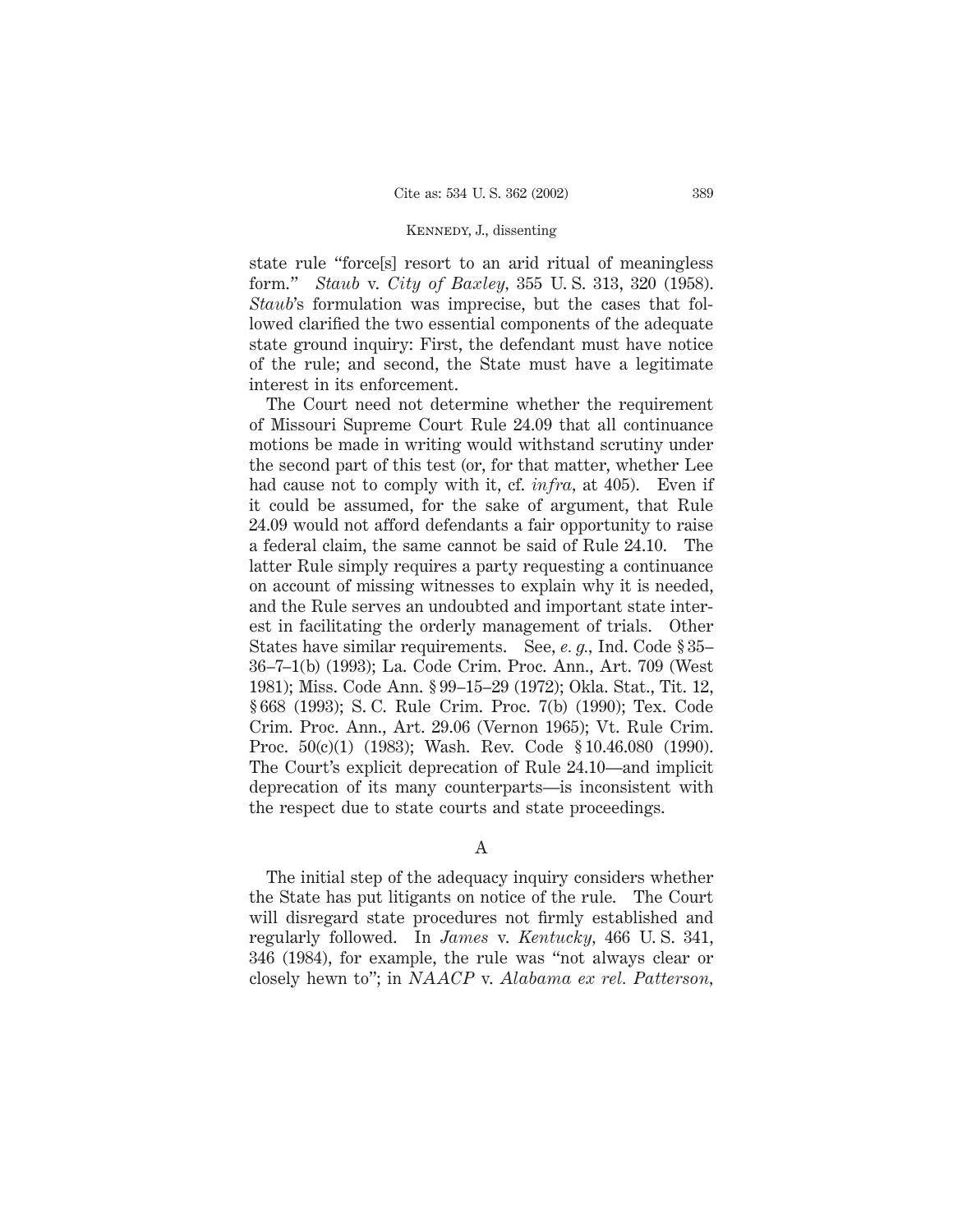state rule "force[s] resort to an arid ritual of meaningless form." *Staub* v. *City of Baxley,* 355 U. S. 313, 320 (1958). *Staub*'s formulation was imprecise, but the cases that followed clarified the two essential components of the adequate state ground inquiry: First, the defendant must have notice of the rule; and second, the State must have a legitimate interest in its enforcement.

The Court need not determine whether the requirement of Missouri Supreme Court Rule 24.09 that all continuance motions be made in writing would withstand scrutiny under the second part of this test (or, for that matter, whether Lee had cause not to comply with it, cf. *infra,* at 405). Even if it could be assumed, for the sake of argument, that Rule 24.09 would not afford defendants a fair opportunity to raise a federal claim, the same cannot be said of Rule 24.10. The latter Rule simply requires a party requesting a continuance on account of missing witnesses to explain why it is needed, and the Rule serves an undoubted and important state interest in facilitating the orderly management of trials. Other States have similar requirements. See, *e. g.*, Ind. Code § 35–36–7–1(b) (1993); La. Code Crim. Proc. Ann., Art. 709 (West 1981); Miss. Code Ann. § 99–15–29 (1972); Okla. Stat., Tit. 12, § 668 (1993); S. C. Rule Crim. Proc. 7(b) (1990); Tex. Code Crim. Proc. Ann., Art. 29.06 (Vernon 1965); Vt. Rule Crim. Proc. 50(c)(1) (1983); Wash. Rev. Code § 10.46.080 (1990). The Court's explicit deprecation of Rule 24.10—and implicit deprecation of its many counterparts—is inconsistent with the respect due to state courts and state proceedings.

## A

The initial step of the adequacy inquiry considers whether the State has put litigants on notice of the rule. The Court will disregard state procedures not firmly established and regularly followed. In *James* v. *Kentucky,* 466 U. S. 341, 346 (1984), for example, the rule was "not always clear or closely hewn to"; in *NAACP* v. *Alabama ex rel. Patterson,*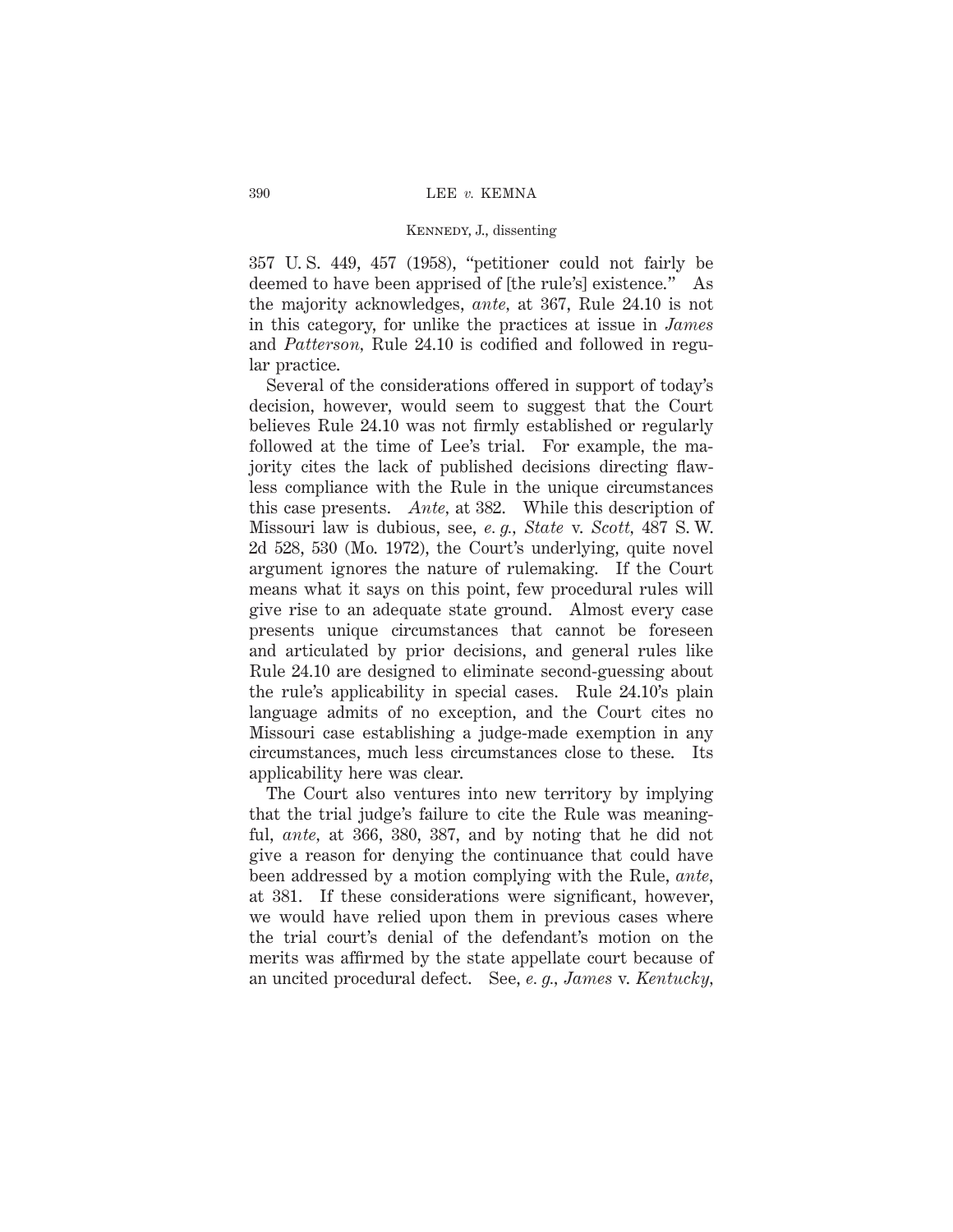357 U. S. 449, 457 (1958), "petitioner could not fairly be deemed to have been apprised of [the rule's] existence." As the majority acknowledges, *ante*, at 367, Rule 24.10 is not in this category, for unlike the practices at issue in *James* and *Patterson*, Rule 24.10 is codified and followed in regular practice.

Several of the considerations offered in support of today's decision, however, would seem to suggest that the Court believes Rule 24.10 was not firmly established or regularly followed at the time of Lee's trial. For example, the majority cites the lack of published decisions directing flawless compliance with the Rule in the unique circumstances this case presents. *Ante*, at 382. While this description of Missouri law is dubious, see, *e. g.*, *State* v. *Scott*, 487 S. W. 2d 528, 530 (Mo. 1972), the Court's underlying, quite novel argument ignores the nature of rulemaking. If the Court means what it says on this point, few procedural rules will give rise to an adequate state ground. Almost every case presents unique circumstances that cannot be foreseen and articulated by prior decisions, and general rules like Rule 24.10 are designed to eliminate second-guessing about the rule's applicability in special cases. Rule 24.10's plain language admits of no exception, and the Court cites no Missouri case establishing a judge-made exemption in any circumstances, much less circumstances close to these. Its applicability here was clear.

The Court also ventures into new territory by implying that the trial judge's failure to cite the Rule was meaningful, *ante*, at 366, 380, 387, and by noting that he did not give a reason for denying the continuance that could have been addressed by a motion complying with the Rule, *ante*, at 381. If these considerations were significant, however, we would have relied upon them in previous cases where the trial court's denial of the defendant's motion on the merits was affirmed by the state appellate court because of an uncited procedural defect. See, *e. g.*, *James* v. *Kentucky*,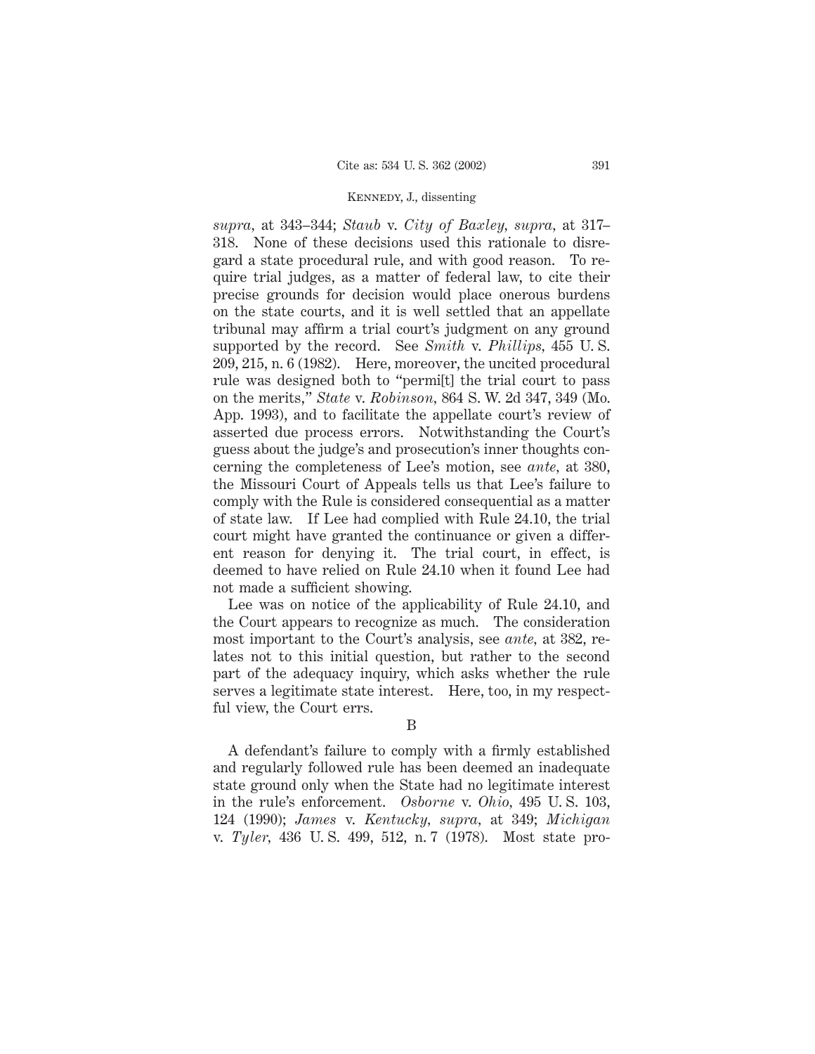*supra,* at 343–344; *Staub* v. *City of Baxley, supra,* at 317–318. None of these decisions used this rationale to disregard a state procedural rule, and with good reason. To require trial judges, as a matter of federal law, to cite their precise grounds for decision would place onerous burdens on the state courts, and it is well settled that an appellate tribunal may affirm a trial court's judgment on any ground supported by the record. See *Smith* v. *Phillips,* 455 U. S. 209, 215, n. 6 (1982). Here, moreover, the uncited procedural rule was designed both to "permi[t] the trial court to pass on the merits," *State* v. *Robinson,* 864 S. W. 2d 347, 349 (Mo. App. 1993), and to facilitate the appellate court's review of asserted due process errors. Notwithstanding the Court's guess about the judge's and prosecution's inner thoughts concerning the completeness of Lee's motion, see *ante,* at 380, the Missouri Court of Appeals tells us that Lee's failure to comply with the Rule is considered consequential as a matter of state law. If Lee had complied with Rule 24.10, the trial court might have granted the continuance or given a different reason for denying it. The trial court, in effect, is deemed to have relied on Rule 24.10 when it found Lee had not made a sufficient showing.

Lee was on notice of the applicability of Rule 24.10, and the Court appears to recognize as much. The consideration most important to the Court's analysis, see *ante,* at 382, relates not to this initial question, but rather to the second part of the adequacy inquiry, which asks whether the rule serves a legitimate state interest. Here, too, in my respectful view, the Court errs.

B

A defendant's failure to comply with a firmly established and regularly followed rule has been deemed an inadequate state ground only when the State had no legitimate interest in the rule's enforcement. *Osborne* v. *Ohio,* 495 U. S. 103, 124 (1990); *James* v. *Kentucky, supra,* at 349; *Michigan* v. *Tyler,* 436 U. S. 499, 512, n. 7 (1978). Most state pro-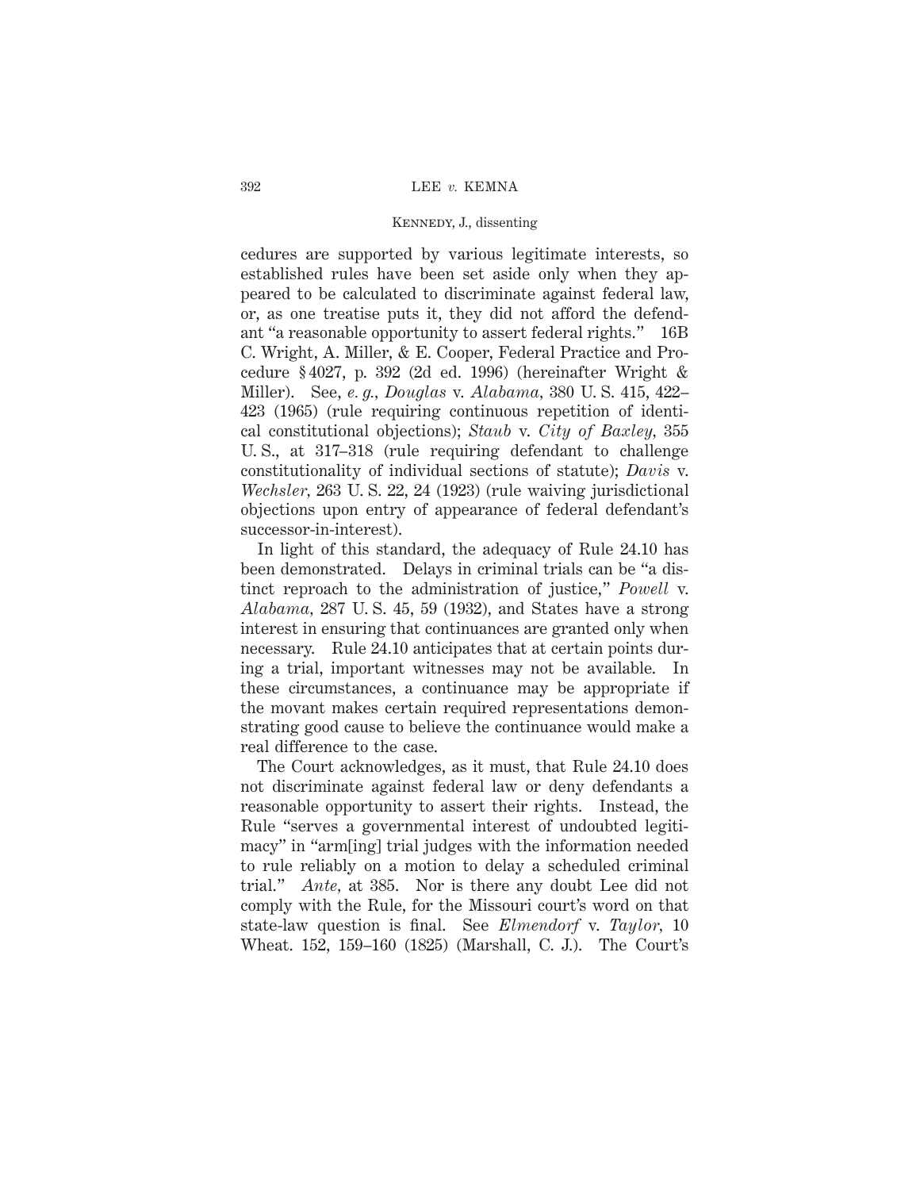cedures are supported by various legitimate interests, so established rules have been set aside only when they appeared to be calculated to discriminate against federal law, or, as one treatise puts it, they did not afford the defendant "a reasonable opportunity to assert federal rights." 16B C. Wright, A. Miller, & E. Cooper, Federal Practice and Procedure § 4027, p. 392 (2d ed. 1996) (hereinafter Wright & Miller). See, *e. g.*, *Douglas* v. *Alabama*, 380 U. S. 415, 422–423 (1965) (rule requiring continuous repetition of identical constitutional objections); *Staub* v. *City of Baxley*, 355 U. S., at 317–318 (rule requiring defendant to challenge constitutionality of individual sections of statute); *Davis* v. *Wechsler*, 263 U. S. 22, 24 (1923) (rule waiving jurisdictional objections upon entry of appearance of federal defendant's successor-in-interest).

In light of this standard, the adequacy of Rule 24.10 has been demonstrated. Delays in criminal trials can be "a distinct reproach to the administration of justice," *Powell* v. *Alabama*, 287 U. S. 45, 59 (1932), and States have a strong interest in ensuring that continuances are granted only when necessary. Rule 24.10 anticipates that at certain points during a trial, important witnesses may not be available. In these circumstances, a continuance may be appropriate if the movant makes certain required representations demonstrating good cause to believe the continuance would make a real difference to the case.

The Court acknowledges, as it must, that Rule 24.10 does not discriminate against federal law or deny defendants a reasonable opportunity to assert their rights. Instead, the Rule "serves a governmental interest of undoubted legitimacy" in "arm[ing] trial judges with the information needed to rule reliably on a motion to delay a scheduled criminal trial." *Ante*, at 385. Nor is there any doubt Lee did not comply with the Rule, for the Missouri court's word on that state-law question is final. See *Elmendorf* v. *Taylor*, 10 Wheat. 152, 159–160 (1825) (Marshall, C. J.). The Court's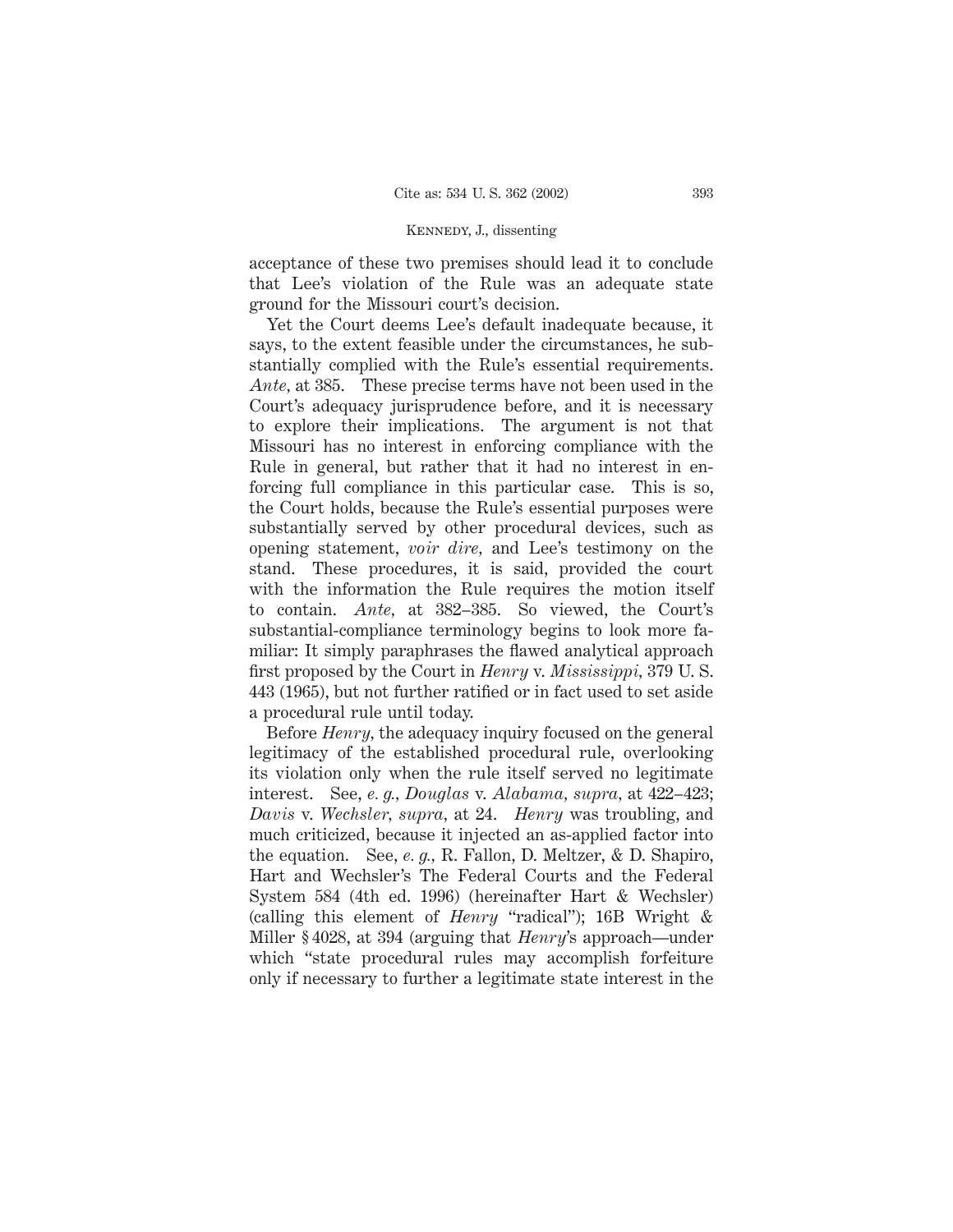acceptance of these two premises should lead it to conclude that Lee's violation of the Rule was an adequate state ground for the Missouri court's decision.

Yet the Court deems Lee's default inadequate because, it says, to the extent feasible under the circumstances, he substantially complied with the Rule's essential requirements. *Ante,* at 385. These precise terms have not been used in the Court's adequacy jurisprudence before, and it is necessary to explore their implications. The argument is not that Missouri has no interest in enforcing compliance with the Rule in general, but rather that it had no interest in enforcing full compliance in this particular case. This is so, the Court holds, because the Rule's essential purposes were substantially served by other procedural devices, such as opening statement, *voir dire,* and Lee's testimony on the stand. These procedures, it is said, provided the court with the information the Rule requires the motion itself to contain. *Ante,* at 382–385. So viewed, the Court's substantial-compliance terminology begins to look more familiar: It simply paraphrases the flawed analytical approach first proposed by the Court in *Henry* v. *Mississippi,* 379 U. S. 443 (1965), but not further ratified or in fact used to set aside a procedural rule until today.

Before *Henry,* the adequacy inquiry focused on the general legitimacy of the established procedural rule, overlooking its violation only when the rule itself served no legitimate interest. See, *e. g., Douglas* v. *Alabama, supra,* at 422–423; *Davis* v. *Wechsler, supra,* at 24. *Henry* was troubling, and much criticized, because it injected an as-applied factor into the equation. See, *e. g.,* R. Fallon, D. Meltzer, & D. Shapiro, Hart and Wechsler's The Federal Courts and the Federal System 584 (4th ed. 1996) (hereinafter Hart & Wechsler) (calling this element of *Henry* "radical"); 16B Wright & Miller § 4028, at 394 (arguing that *Henry*'s approach—under which "state procedural rules may accomplish forfeiture only if necessary to further a legitimate state interest in the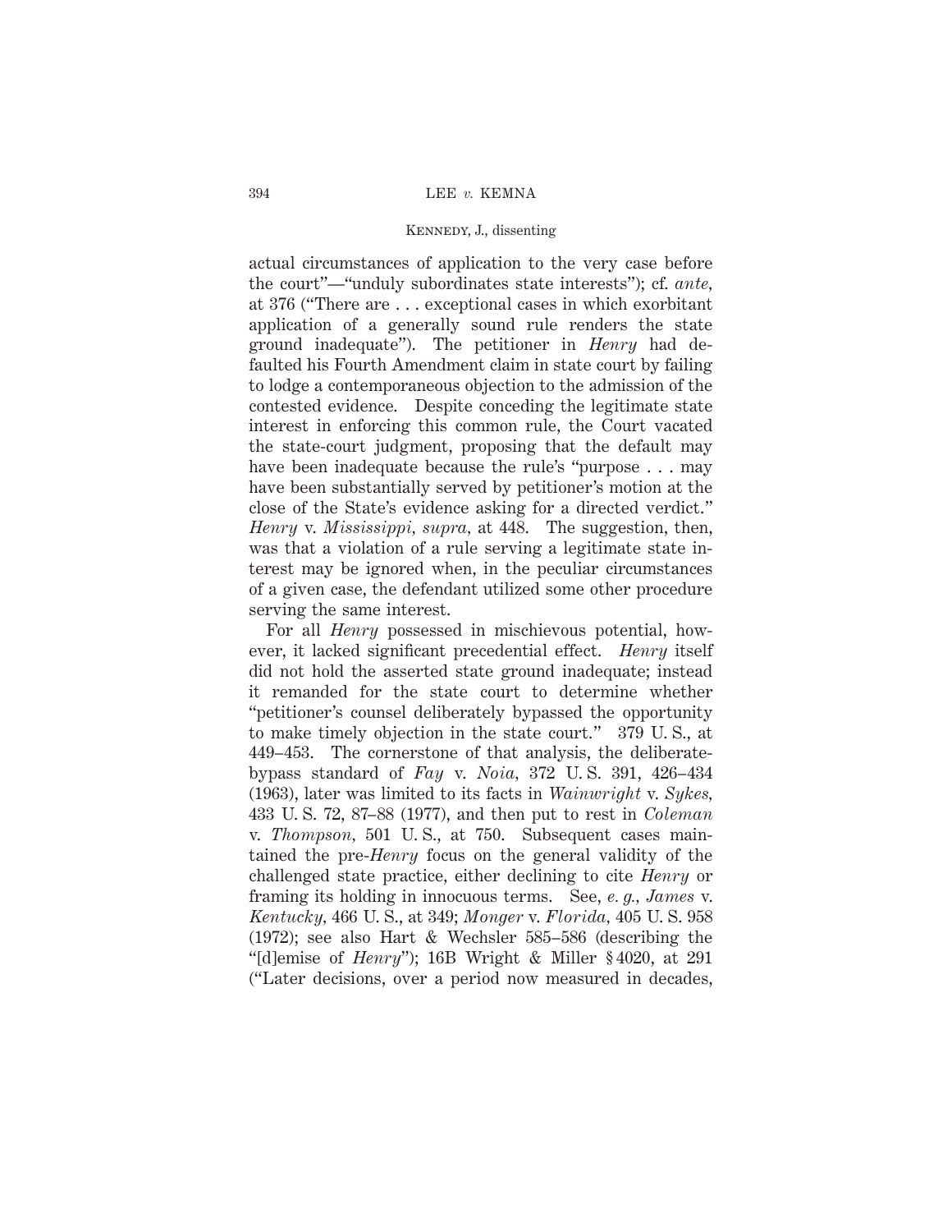actual circumstances of application to the very case before the court"—"unduly subordinates state interests"); cf. *ante*, at 376 ("There are . . . exceptional cases in which exorbitant application of a generally sound rule renders the state ground inadequate"). The petitioner in *Henry* had defaulted his Fourth Amendment claim in state court by failing to lodge a contemporaneous objection to the admission of the contested evidence. Despite conceding the legitimate state interest in enforcing this common rule, the Court vacated the state-court judgment, proposing that the default may have been inadequate because the rule's "purpose . . . may have been substantially served by petitioner's motion at the close of the State's evidence asking for a directed verdict." *Henry* v. *Mississippi*, *supra*, at 448. The suggestion, then, was that a violation of a rule serving a legitimate state interest may be ignored when, in the peculiar circumstances of a given case, the defendant utilized some other procedure serving the same interest.

For all *Henry* possessed in mischievous potential, however, it lacked significant precedential effect. *Henry* itself did not hold the asserted state ground inadequate; instead it remanded for the state court to determine whether "petitioner's counsel deliberately bypassed the opportunity to make timely objection in the state court." 379 U. S., at 449–453. The cornerstone of that analysis, the deliberate-bypass standard of *Fay* v. *Noia*, 372 U. S. 391, 426–434 (1963), later was limited to its facts in *Wainwright* v. *Sykes*, 433 U. S. 72, 87–88 (1977), and then put to rest in *Coleman* v. *Thompson*, 501 U. S., at 750. Subsequent cases maintained the pre-*Henry* focus on the general validity of the challenged state practice, either declining to cite *Henry* or framing its holding in innocuous terms. See, *e. g.*, *James* v. *Kentucky*, 466 U. S., at 349; *Monger* v. *Florida*, 405 U. S. 958 (1972); see also Hart & Wechsler 585–586 (describing the "[d]emise of *Henry*"); 16B Wright & Miller § 4020, at 291 ("Later decisions, over a period now measured in decades,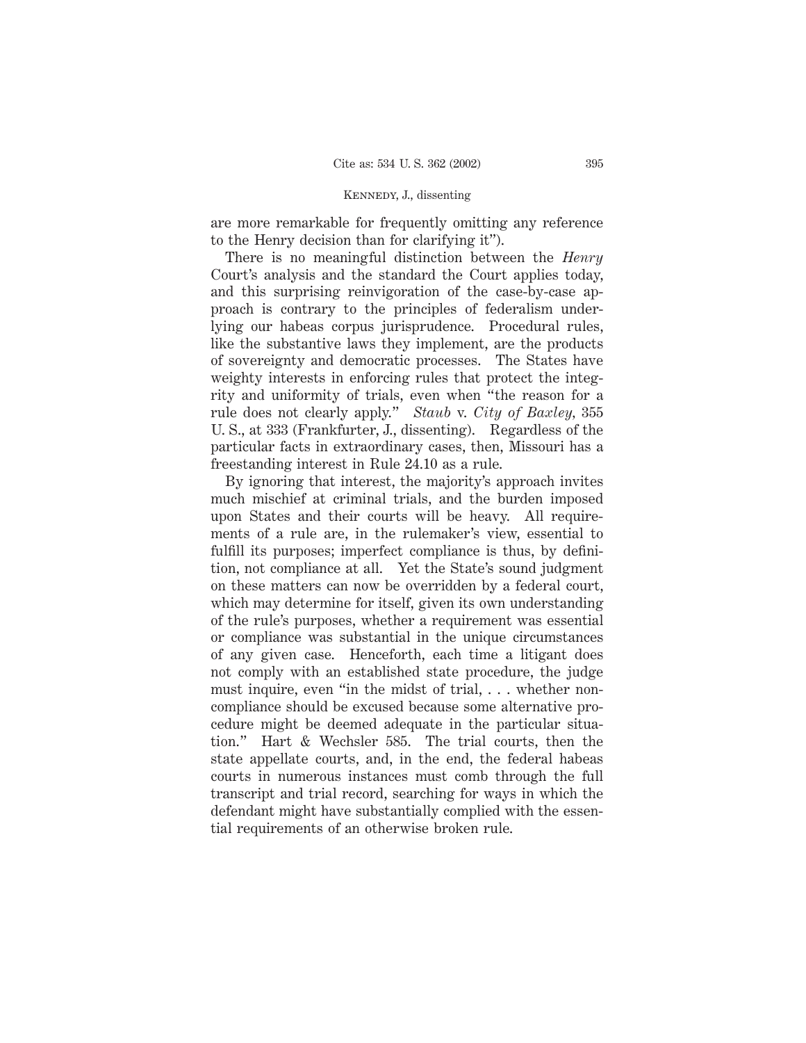are more remarkable for frequently omitting any reference to the Henry decision than for clarifying it").

There is no meaningful distinction between the *Henry* Court's analysis and the standard the Court applies today, and this surprising reinvigoration of the case-by-case approach is contrary to the principles of federalism underlying our habeas corpus jurisprudence. Procedural rules, like the substantive laws they implement, are the products of sovereignty and democratic processes. The States have weighty interests in enforcing rules that protect the integrity and uniformity of trials, even when "the reason for a rule does not clearly apply." *Staub* v. *City of Baxley*, 355 U. S., at 333 (Frankfurter, J., dissenting). Regardless of the particular facts in extraordinary cases, then, Missouri has a freestanding interest in Rule 24.10 as a rule.

By ignoring that interest, the majority's approach invites much mischief at criminal trials, and the burden imposed upon States and their courts will be heavy. All requirements of a rule are, in the rulemaker's view, essential to fulfill its purposes; imperfect compliance is thus, by definition, not compliance at all. Yet the State's sound judgment on these matters can now be overridden by a federal court, which may determine for itself, given its own understanding of the rule's purposes, whether a requirement was essential or compliance was substantial in the unique circumstances of any given case. Henceforth, each time a litigant does not comply with an established state procedure, the judge must inquire, even "in the midst of trial, . . . whether noncompliance should be excused because some alternative procedure might be deemed adequate in the particular situation." Hart & Wechsler 585. The trial courts, then the state appellate courts, and, in the end, the federal habeas courts in numerous instances must comb through the full transcript and trial record, searching for ways in which the defendant might have substantially complied with the essential requirements of an otherwise broken rule.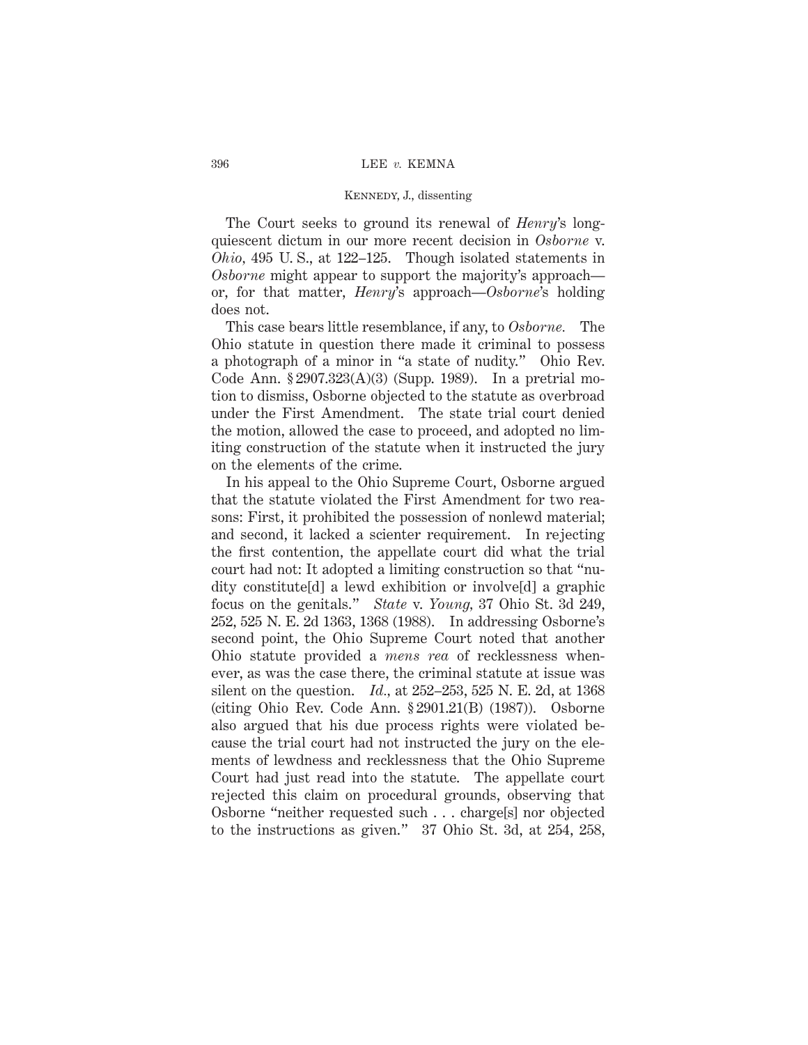The Court seeks to ground its renewal of *Henry*'s long-quiescent dictum in our more recent decision in *Osborne* v. *Ohio*, 495 U. S., at 122–125. Though isolated statements in *Osborne* might appear to support the majority's approach—or, for that matter, *Henry*'s approach—*Osborne*'s holding does not.

This case bears little resemblance, if any, to *Osborne*. The Ohio statute in question there made it criminal to possess a photograph of a minor in "a state of nudity." Ohio Rev. Code Ann. § 2907.323(A)(3) (Supp. 1989). In a pretrial motion to dismiss, Osborne objected to the statute as overbroad under the First Amendment. The state trial court denied the motion, allowed the case to proceed, and adopted no limiting construction of the statute when it instructed the jury on the elements of the crime.

In his appeal to the Ohio Supreme Court, Osborne argued that the statute violated the First Amendment for two reasons: First, it prohibited the possession of nonlewd material; and second, it lacked a scienter requirement. In rejecting the first contention, the appellate court did what the trial court had not: It adopted a limiting construction so that "nudity constitute[d] a lewd exhibition or involve[d] a graphic focus on the genitals." *State* v. *Young*, 37 Ohio St. 3d 249, 252, 525 N. E. 2d 1363, 1368 (1988). In addressing Osborne's second point, the Ohio Supreme Court noted that another Ohio statute provided a *mens rea* of recklessness whenever, as was the case there, the criminal statute at issue was silent on the question. *Id.*, at 252–253, 525 N. E. 2d, at 1368 (citing Ohio Rev. Code Ann. § 2901.21(B) (1987)). Osborne also argued that his due process rights were violated because the trial court had not instructed the jury on the elements of lewdness and recklessness that the Ohio Supreme Court had just read into the statute. The appellate court rejected this claim on procedural grounds, observing that Osborne "neither requested such . . . charge[s] nor objected to the instructions as given." 37 Ohio St. 3d, at 254, 258,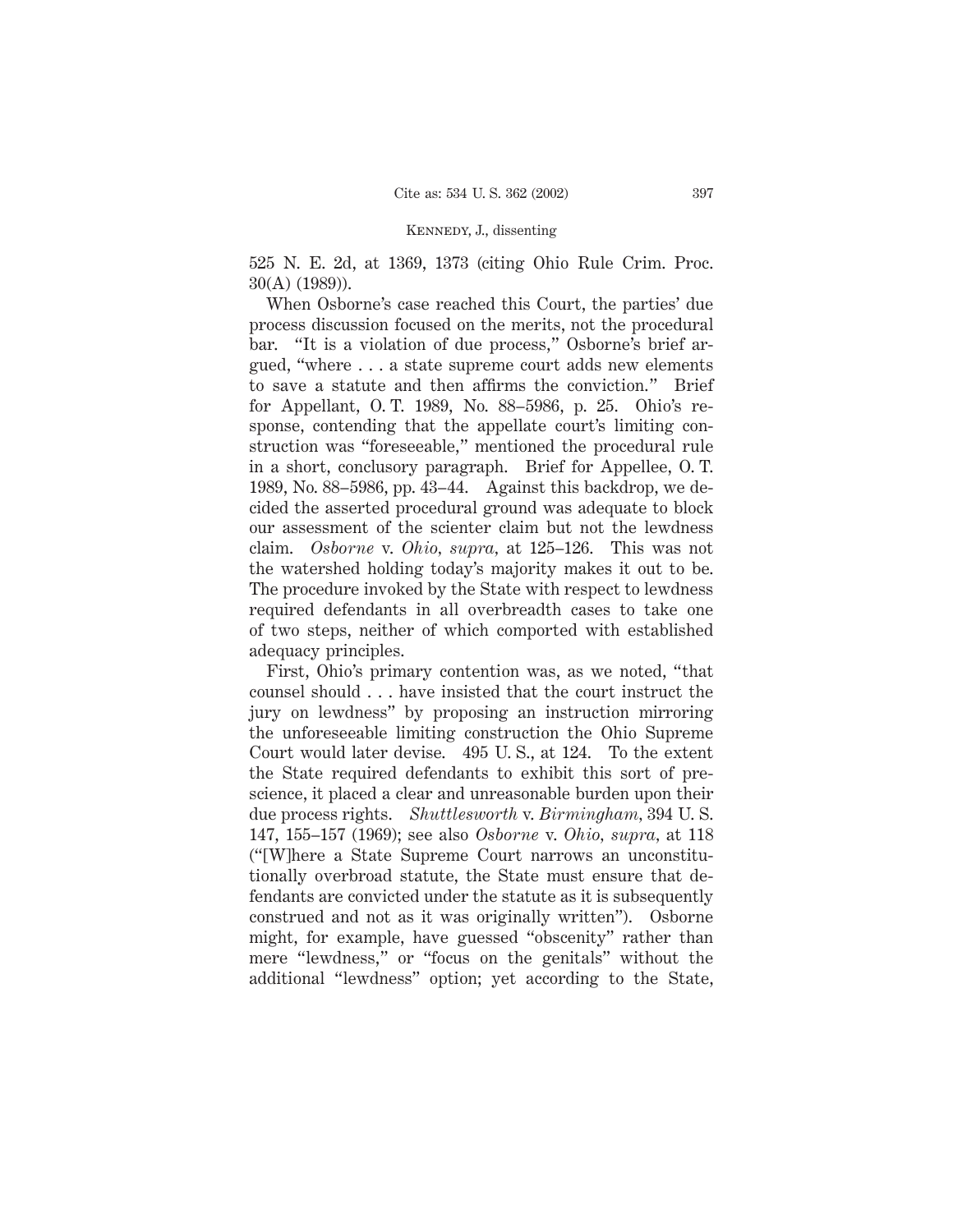525 N. E. 2d, at 1369, 1373 (citing Ohio Rule Crim. Proc. 30(A) (1989)).

When Osborne's case reached this Court, the parties' due process discussion focused on the merits, not the procedural bar. "It is a violation of due process," Osborne's brief argued, "where . . . a state supreme court adds new elements to save a statute and then affirms the conviction." Brief for Appellant, O. T. 1989, No. 88–5986, p. 25. Ohio's response, contending that the appellate court's limiting construction was "foreseeable," mentioned the procedural rule in a short, conclusory paragraph. Brief for Appellee, O. T. 1989, No. 88–5986, pp. 43–44. Against this backdrop, we decided the asserted procedural ground was adequate to block our assessment of the scienter claim but not the lewdness claim. *Osborne* v. *Ohio*, *supra*, at 125–126. This was not the watershed holding today's majority makes it out to be. The procedure invoked by the State with respect to lewdness required defendants in all overbreadth cases to take one of two steps, neither of which comported with established adequacy principles.

First, Ohio's primary contention was, as we noted, "that counsel should . . . have insisted that the court instruct the jury on lewdness" by proposing an instruction mirroring the unforeseeable limiting construction the Ohio Supreme Court would later devise. 495 U. S., at 124. To the extent the State required defendants to exhibit this sort of prescience, it placed a clear and unreasonable burden upon their due process rights. *Shuttlesworth* v. *Birmingham*, 394 U. S. 147, 155–157 (1969); see also *Osborne* v. *Ohio*, *supra*, at 118 ("[W]here a State Supreme Court narrows an unconstitutionally overbroad statute, the State must ensure that defendants are convicted under the statute as it is subsequently construed and not as it was originally written"). Osborne might, for example, have guessed "obscenity" rather than mere "lewdness," or "focus on the genitals" without the additional "lewdness" option; yet according to the State,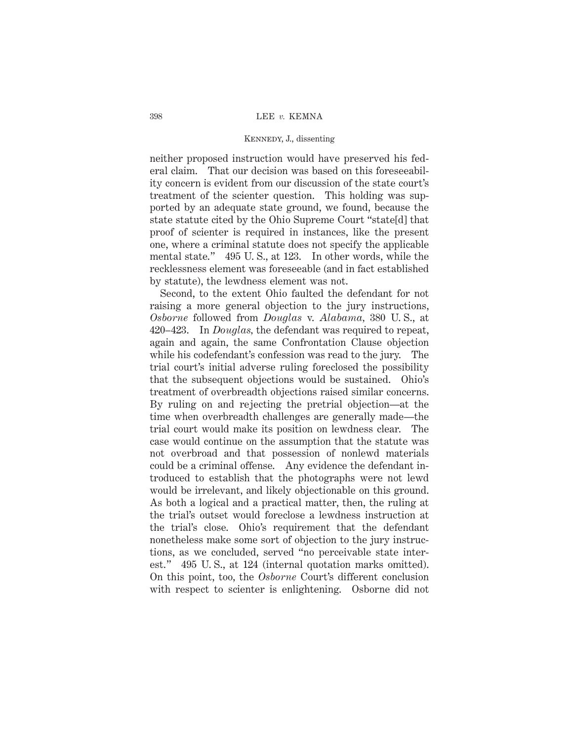neither proposed instruction would have preserved his federal claim. That our decision was based on this foreseeability concern is evident from our discussion of the state court's treatment of the scienter question. This holding was supported by an adequate state ground, we found, because the state statute cited by the Ohio Supreme Court "state[d] that proof of scienter is required in instances, like the present one, where a criminal statute does not specify the applicable mental state." 495 U. S., at 123. In other words, while the recklessness element was foreseeable (and in fact established by statute), the lewdness element was not.

Second, to the extent Ohio faulted the defendant for not raising a more general objection to the jury instructions, *Osborne* followed from *Douglas* v. *Alabama,* 380 U. S., at 420–423. In *Douglas,* the defendant was required to repeat, again and again, the same Confrontation Clause objection while his codefendant's confession was read to the jury. The trial court's initial adverse ruling foreclosed the possibility that the subsequent objections would be sustained. Ohio's treatment of overbreadth objections raised similar concerns. By ruling on and rejecting the pretrial objection—at the time when overbreadth challenges are generally made—the trial court would make its position on lewdness clear. The case would continue on the assumption that the statute was not overbroad and that possession of nonlewd materials could be a criminal offense. Any evidence the defendant introduced to establish that the photographs were not lewd would be irrelevant, and likely objectionable on this ground. As both a logical and a practical matter, then, the ruling at the trial's outset would foreclose a lewdness instruction at the trial's close. Ohio's requirement that the defendant nonetheless make some sort of objection to the jury instructions, as we concluded, served "no perceivable state interest." 495 U. S., at 124 (internal quotation marks omitted). On this point, too, the *Osborne* Court's different conclusion with respect to scienter is enlightening. Osborne did not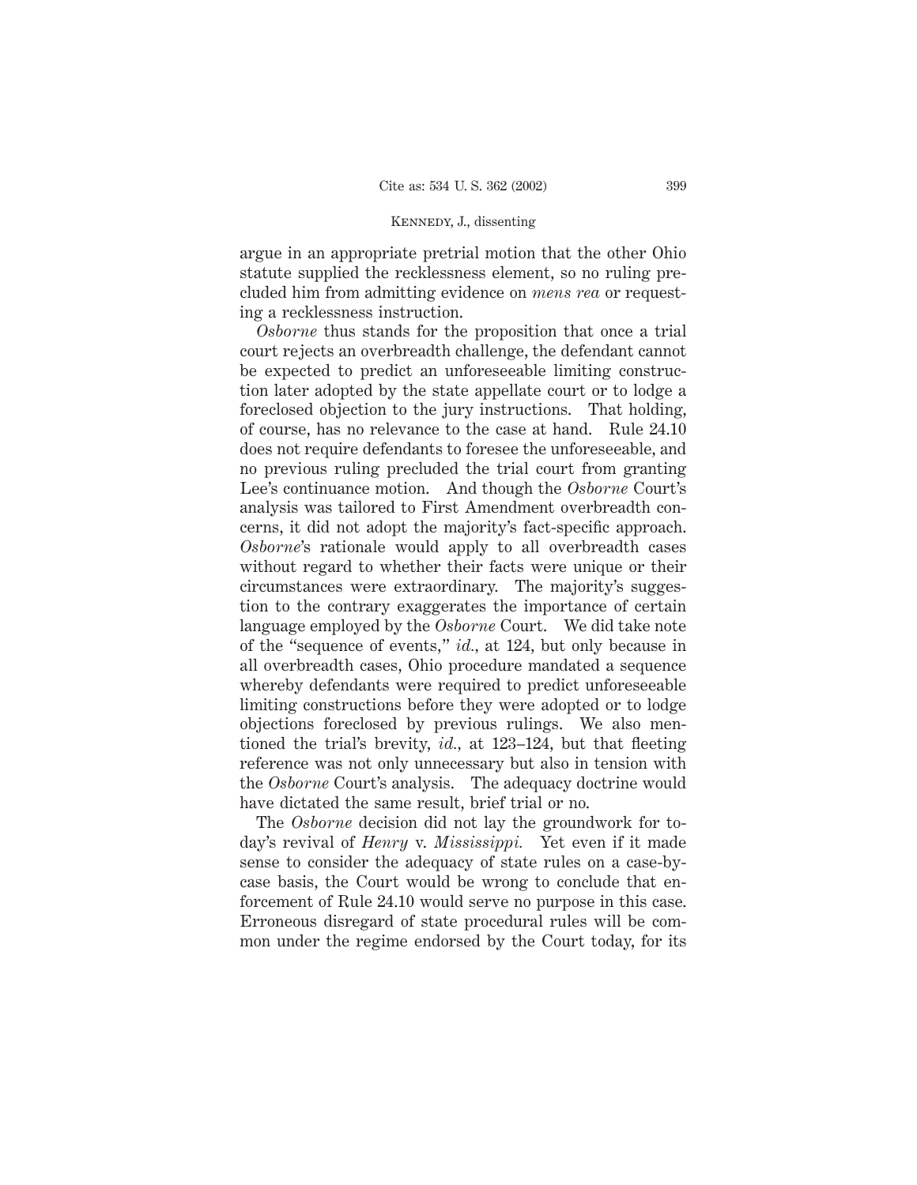argue in an appropriate pretrial motion that the other Ohio statute supplied the recklessness element, so no ruling precluded him from admitting evidence on *mens rea* or requesting a recklessness instruction.

*Osborne* thus stands for the proposition that once a trial court rejects an overbreadth challenge, the defendant cannot be expected to predict an unforeseeable limiting construction later adopted by the state appellate court or to lodge a foreclosed objection to the jury instructions. That holding, of course, has no relevance to the case at hand. Rule 24.10 does not require defendants to foresee the unforeseeable, and no previous ruling precluded the trial court from granting Lee's continuance motion. And though the *Osborne* Court's analysis was tailored to First Amendment overbreadth concerns, it did not adopt the majority's fact-specific approach. *Osborne*'s rationale would apply to all overbreadth cases without regard to whether their facts were unique or their circumstances were extraordinary. The majority's suggestion to the contrary exaggerates the importance of certain language employed by the *Osborne* Court. We did take note of the "sequence of events," *id.*, at 124, but only because in all overbreadth cases, Ohio procedure mandated a sequence whereby defendants were required to predict unforeseeable limiting constructions before they were adopted or to lodge objections foreclosed by previous rulings. We also mentioned the trial's brevity, *id.*, at 123–124, but that fleeting reference was not only unnecessary but also in tension with the *Osborne* Court's analysis. The adequacy doctrine would have dictated the same result, brief trial or no.

The *Osborne* decision did not lay the groundwork for today's revival of *Henry* v. *Mississippi.* Yet even if it made sense to consider the adequacy of state rules on a case-by-case basis, the Court would be wrong to conclude that enforcement of Rule 24.10 would serve no purpose in this case. Erroneous disregard of state procedural rules will be common under the regime endorsed by the Court today, for its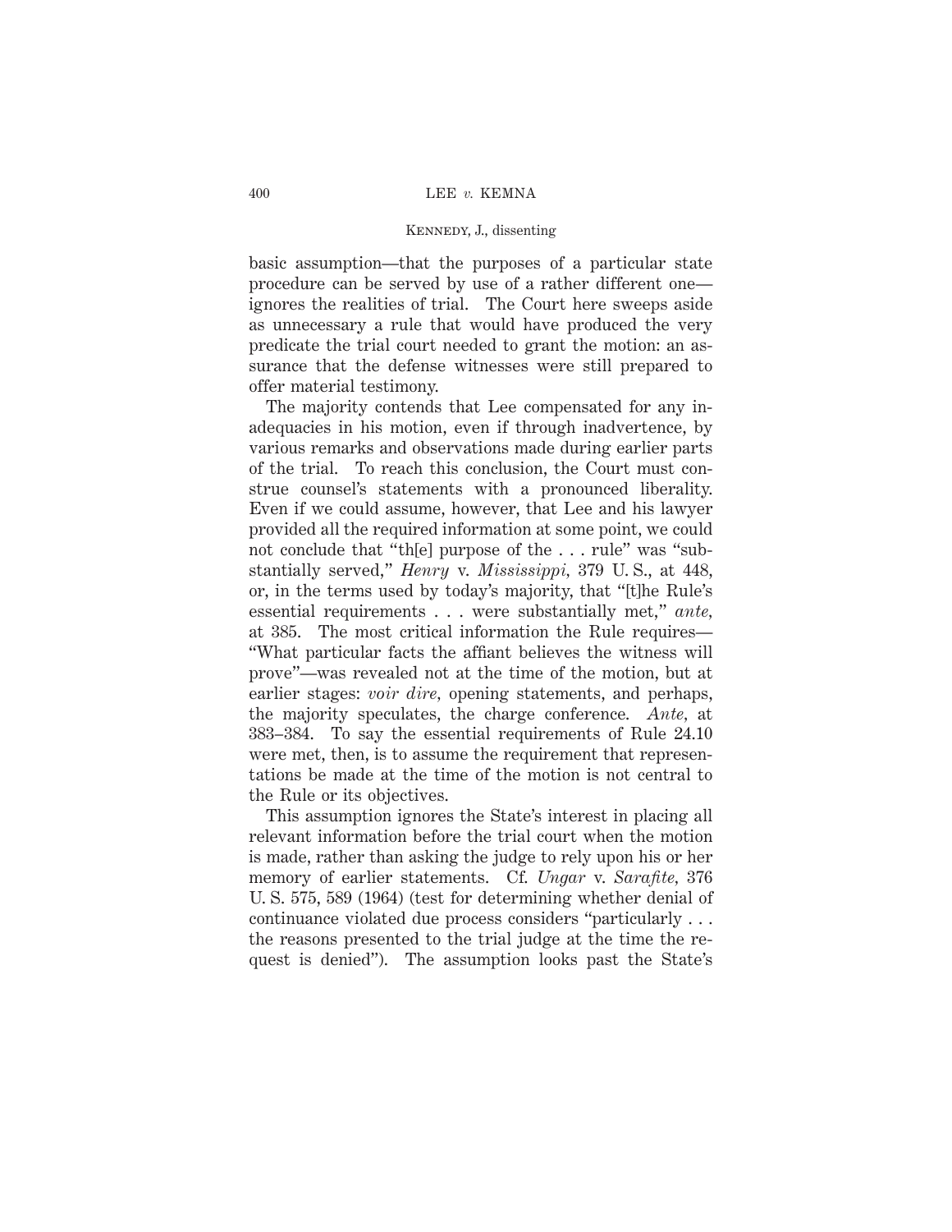basic assumption—that the purposes of a particular state procedure can be served by use of a rather different one—ignores the realities of trial. The Court here sweeps aside as unnecessary a rule that would have produced the very predicate the trial court needed to grant the motion: an assurance that the defense witnesses were still prepared to offer material testimony.

The majority contends that Lee compensated for any inadequacies in his motion, even if through inadvertence, by various remarks and observations made during earlier parts of the trial. To reach this conclusion, the Court must construe counsel's statements with a pronounced liberality. Even if we could assume, however, that Lee and his lawyer provided all the required information at some point, we could not conclude that "th[e] purpose of the . . . rule" was "substantially served," *Henry* v. *Mississippi*, 379 U. S., at 448, or, in the terms used by today's majority, that "[t]he Rule's essential requirements . . . were substantially met," *ante*, at 385. The most critical information the Rule requires—"What particular facts the affiant believes the witness will prove"—was revealed not at the time of the motion, but at earlier stages: *voir dire*, opening statements, and perhaps, the majority speculates, the charge conference. *Ante*, at 383–384. To say the essential requirements of Rule 24.10 were met, then, is to assume the requirement that representations be made at the time of the motion is not central to the Rule or its objectives.

This assumption ignores the State's interest in placing all relevant information before the trial court when the motion is made, rather than asking the judge to rely upon his or her memory of earlier statements. Cf. *Ungar* v. *Sarafite*, 376 U. S. 575, 589 (1964) (test for determining whether denial of continuance violated due process considers "particularly . . . the reasons presented to the trial judge at the time the request is denied"). The assumption looks past the State's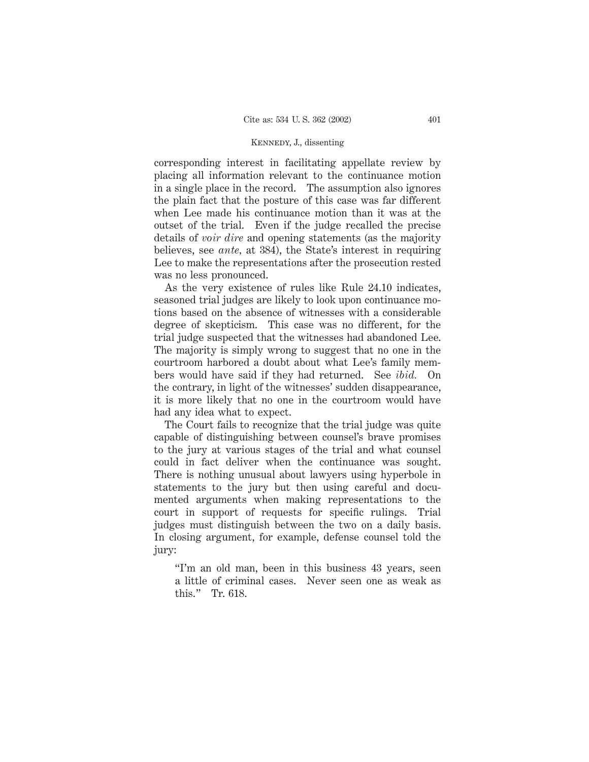corresponding interest in facilitating appellate review by placing all information relevant to the continuance motion in a single place in the record. The assumption also ignores the plain fact that the posture of this case was far different when Lee made his continuance motion than it was at the outset of the trial. Even if the judge recalled the precise details of *voir dire* and opening statements (as the majority believes, see *ante*, at 384), the State's interest in requiring Lee to make the representations after the prosecution rested was no less pronounced.

As the very existence of rules like Rule 24.10 indicates, seasoned trial judges are likely to look upon continuance motions based on the absence of witnesses with a considerable degree of skepticism. This case was no different, for the trial judge suspected that the witnesses had abandoned Lee. The majority is simply wrong to suggest that no one in the courtroom harbored a doubt about what Lee's family members would have said if they had returned. See *ibid.* On the contrary, in light of the witnesses' sudden disappearance, it is more likely that no one in the courtroom would have had any idea what to expect.

The Court fails to recognize that the trial judge was quite capable of distinguishing between counsel's brave promises to the jury at various stages of the trial and what counsel could in fact deliver when the continuance was sought. There is nothing unusual about lawyers using hyperbole in statements to the jury but then using careful and documented arguments when making representations to the court in support of requests for specific rulings. Trial judges must distinguish between the two on a daily basis. In closing argument, for example, defense counsel told the jury:

> "I'm an old man, been in this business 43 years, seen a little of criminal cases. Never seen one as weak as this." Tr. 618.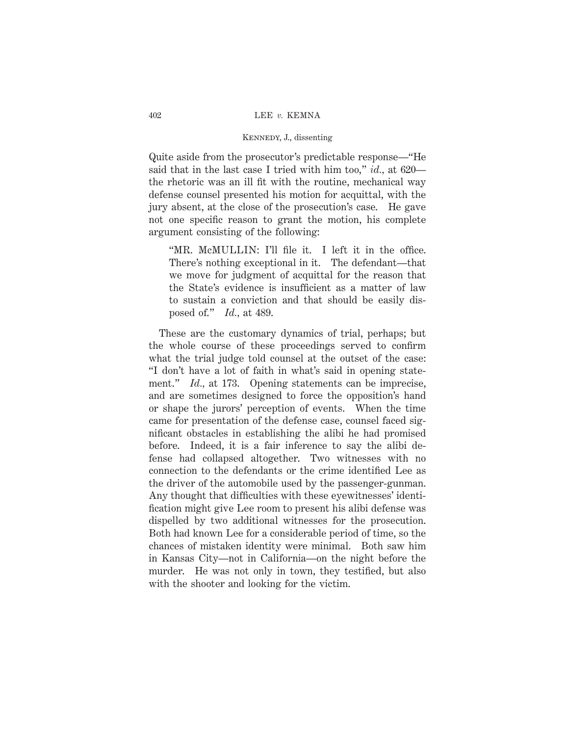Quite aside from the prosecutor's predictable response—"He said that in the last case I tried with him too," *id.*, at 620—the rhetoric was an ill fit with the routine, mechanical way defense counsel presented his motion for acquittal, with the jury absent, at the close of the prosecution's case. He gave not one specific reason to grant the motion, his complete argument consisting of the following:

> "MR. McMULLIN: I'll file it. I left it in the office. There's nothing exceptional in it. The defendant—that we move for judgment of acquittal for the reason that the State's evidence is insufficient as a matter of law to sustain a conviction and that should be easily disposed of." *Id.*, at 489.

These are the customary dynamics of trial, perhaps; but the whole course of these proceedings served to confirm what the trial judge told counsel at the outset of the case: "I don't have a lot of faith in what's said in opening statement." *Id.*, at 173. Opening statements can be imprecise, and are sometimes designed to force the opposition's hand or shape the jurors' perception of events. When the time came for presentation of the defense case, counsel faced significant obstacles in establishing the alibi he had promised before. Indeed, it is a fair inference to say the alibi defense had collapsed altogether. Two witnesses with no connection to the defendants or the crime identified Lee as the driver of the automobile used by the passenger-gunman. Any thought that difficulties with these eyewitnesses' identification might give Lee room to present his alibi defense was dispelled by two additional witnesses for the prosecution. Both had known Lee for a considerable period of time, so the chances of mistaken identity were minimal. Both saw him in Kansas City—not in California—on the night before the murder. He was not only in town, they testified, but also with the shooter and looking for the victim.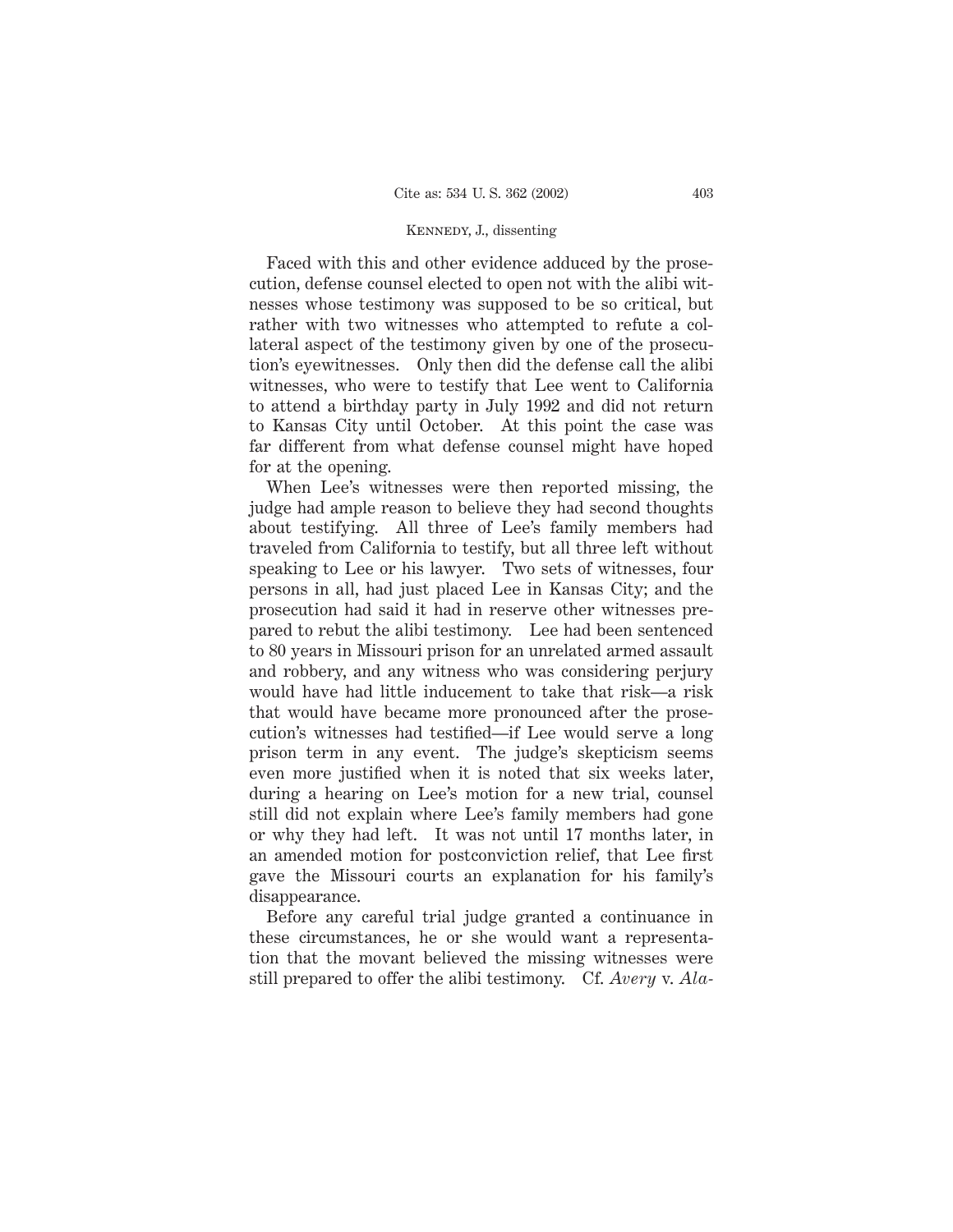Faced with this and other evidence adduced by the prosecution, defense counsel elected to open not with the alibi witnesses whose testimony was supposed to be so critical, but rather with two witnesses who attempted to refute a collateral aspect of the testimony given by one of the prosecution's eyewitnesses. Only then did the defense call the alibi witnesses, who were to testify that Lee went to California to attend a birthday party in July 1992 and did not return to Kansas City until October. At this point the case was far different from what defense counsel might have hoped for at the opening.

When Lee's witnesses were then reported missing, the judge had ample reason to believe they had second thoughts about testifying. All three of Lee's family members had traveled from California to testify, but all three left without speaking to Lee or his lawyer. Two sets of witnesses, four persons in all, had just placed Lee in Kansas City; and the prosecution had said it had in reserve other witnesses prepared to rebut the alibi testimony. Lee had been sentenced to 80 years in Missouri prison for an unrelated armed assault and robbery, and any witness who was considering perjury would have had little inducement to take that risk—a risk that would have became more pronounced after the prosecution's witnesses had testified—if Lee would serve a long prison term in any event. The judge's skepticism seems even more justified when it is noted that six weeks later, during a hearing on Lee's motion for a new trial, counsel still did not explain where Lee's family members had gone or why they had left. It was not until 17 months later, in an amended motion for postconviction relief, that Lee first gave the Missouri courts an explanation for his family's disappearance.

Before any careful trial judge granted a continuance in these circumstances, he or she would want a representation that the movant believed the missing witnesses were still prepared to offer the alibi testimony. Cf. *Avery* v. *Ala-*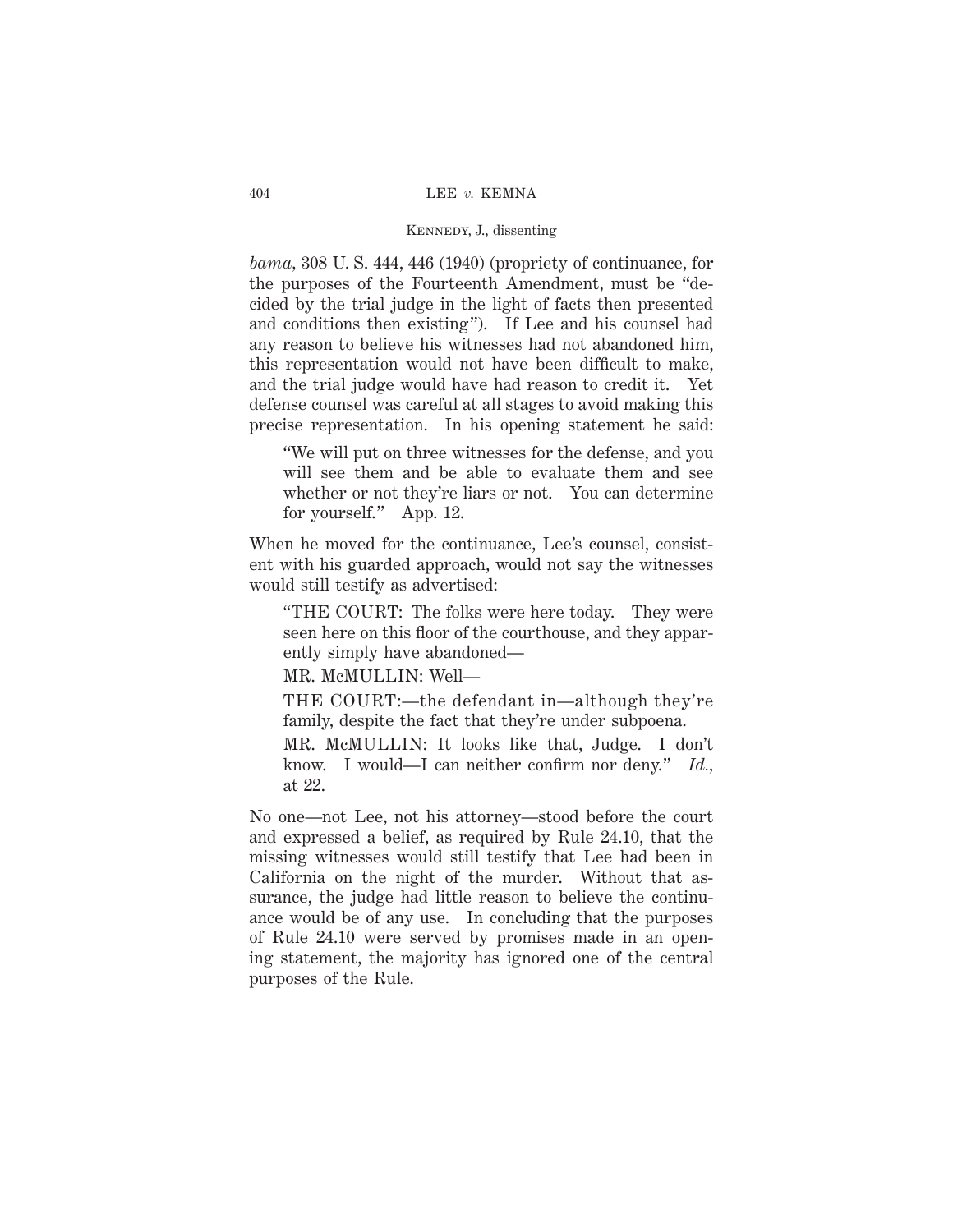*bama,* 308 U. S. 444, 446 (1940) (propriety of continuance, for the purposes of the Fourteenth Amendment, must be "decided by the trial judge in the light of facts then presented and conditions then existing"). If Lee and his counsel had any reason to believe his witnesses had not abandoned him, this representation would not have been difficult to make, and the trial judge would have had reason to credit it. Yet defense counsel was careful at all stages to avoid making this precise representation. In his opening statement he said:

> "We will put on three witnesses for the defense, and you will see them and be able to evaluate them and see whether or not they're liars or not. You can determine for yourself." App. 12.

When he moved for the continuance, Lee's counsel, consistent with his guarded approach, would not say the witnesses would still testify as advertised:

> "THE COURT: The folks were here today. They were seen here on this floor of the courthouse, and they apparently simply have abandoned—
>
> MR. McMULLIN: Well—
>
> THE COURT:—the defendant in—although they're family, despite the fact that they're under subpoena.
>
> MR. McMULLIN: It looks like that, Judge. I don't know. I would—I can neither confirm nor deny." *Id.,* at 22.

No one—not Lee, not his attorney—stood before the court and expressed a belief, as required by Rule 24.10, that the missing witnesses would still testify that Lee had been in California on the night of the murder. Without that assurance, the judge had little reason to believe the continuance would be of any use. In concluding that the purposes of Rule 24.10 were served by promises made in an opening statement, the majority has ignored one of the central purposes of the Rule.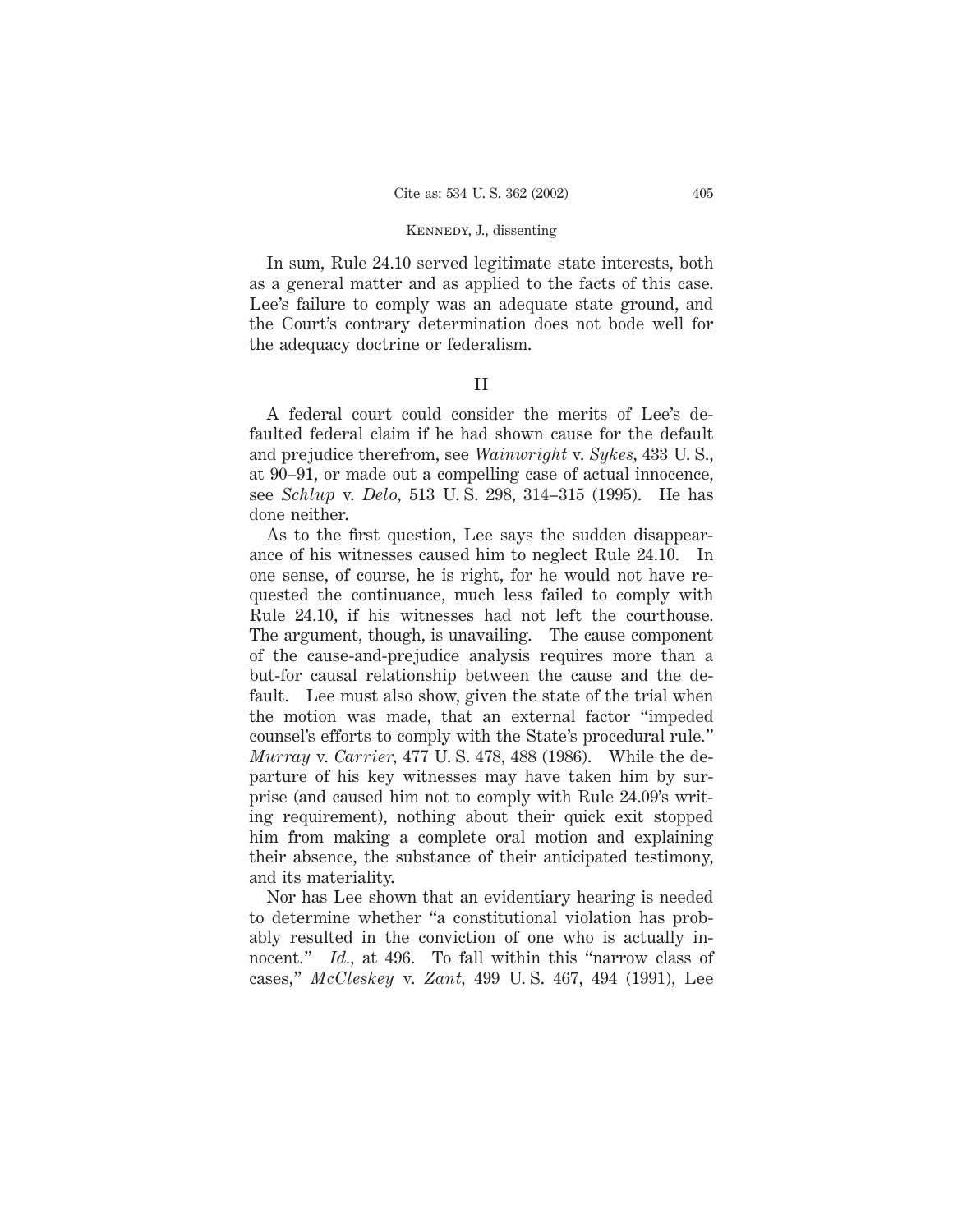In sum, Rule 24.10 served legitimate state interests, both as a general matter and as applied to the facts of this case. Lee's failure to comply was an adequate state ground, and the Court's contrary determination does not bode well for the adequacy doctrine or federalism.

## II

A federal court could consider the merits of Lee's defaulted federal claim if he had shown cause for the default and prejudice therefrom, see *Wainwright* v. *Sykes*, 433 U. S., at 90–91, or made out a compelling case of actual innocence, see *Schlup* v. *Delo*, 513 U. S. 298, 314–315 (1995). He has done neither.

As to the first question, Lee says the sudden disappearance of his witnesses caused him to neglect Rule 24.10. In one sense, of course, he is right, for he would not have requested the continuance, much less failed to comply with Rule 24.10, if his witnesses had not left the courthouse. The argument, though, is unavailing. The cause component of the cause-and-prejudice analysis requires more than a but-for causal relationship between the cause and the default. Lee must also show, given the state of the trial when the motion was made, that an external factor "impeded counsel's efforts to comply with the State's procedural rule." *Murray* v. *Carrier*, 477 U. S. 478, 488 (1986). While the departure of his key witnesses may have taken him by surprise (and caused him not to comply with Rule 24.09's writing requirement), nothing about their quick exit stopped him from making a complete oral motion and explaining their absence, the substance of their anticipated testimony, and its materiality.

Nor has Lee shown that an evidentiary hearing is needed to determine whether "a constitutional violation has probably resulted in the conviction of one who is actually innocent." *Id.*, at 496. To fall within this "narrow class of cases," *McCleskey* v. *Zant*, 499 U. S. 467, 494 (1991), Lee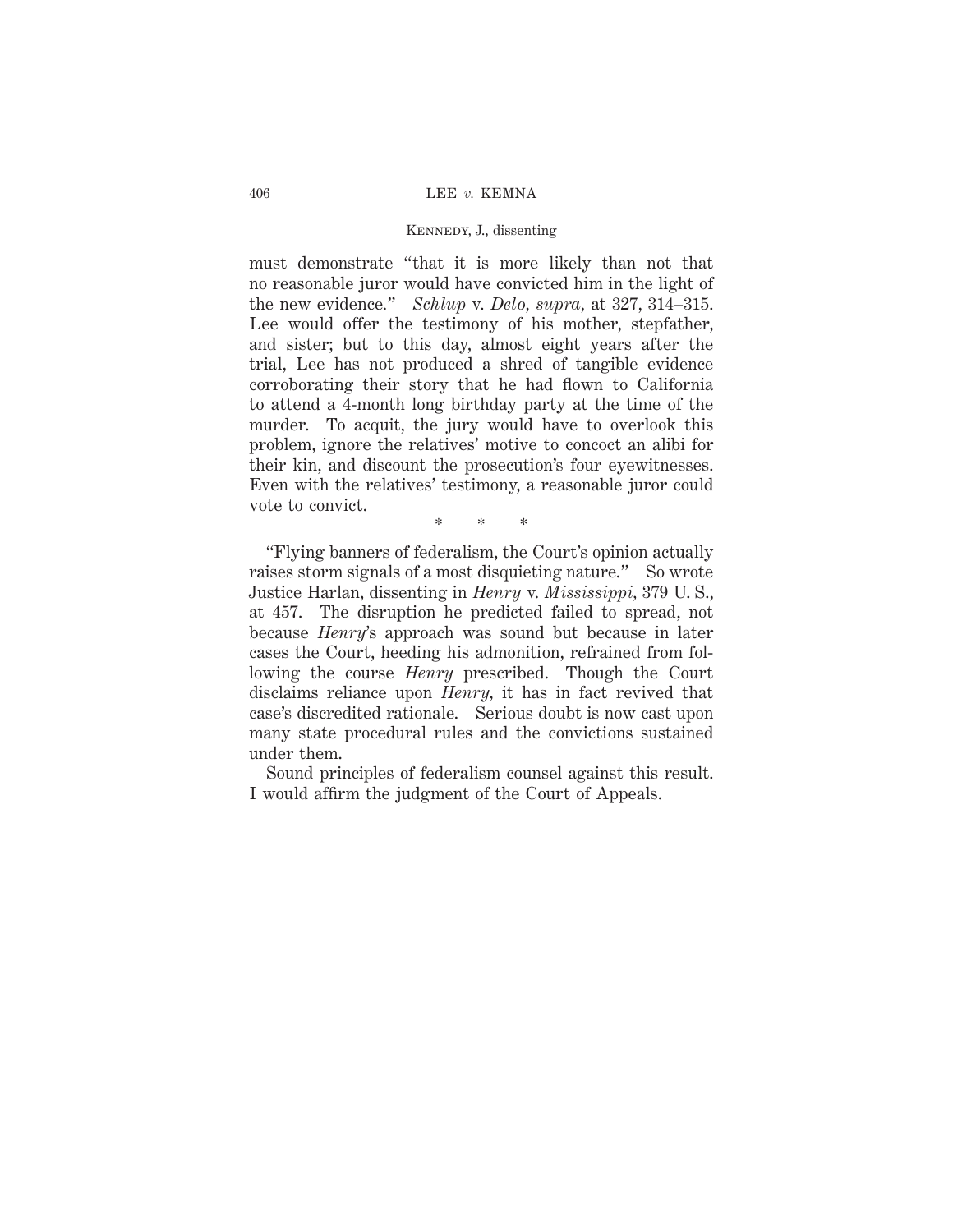must demonstrate "that it is more likely than not that no reasonable juror would have convicted him in the light of the new evidence." *Schlup* v. *Delo*, *supra*, at 327, 314–315. Lee would offer the testimony of his mother, stepfather, and sister; but to this day, almost eight years after the trial, Lee has not produced a shred of tangible evidence corroborating their story that he had flown to California to attend a 4-month long birthday party at the time of the murder. To acquit, the jury would have to overlook this problem, ignore the relatives' motive to concoct an alibi for their kin, and discount the prosecution's four eyewitnesses. Even with the relatives' testimony, a reasonable juror could vote to convict.

\* \* \*

"Flying banners of federalism, the Court's opinion actually raises storm signals of a most disquieting nature." So wrote Justice Harlan, dissenting in *Henry* v. *Mississippi*, 379 U. S., at 457. The disruption he predicted failed to spread, not because *Henry*'s approach was sound but because in later cases the Court, heeding his admonition, refrained from following the course *Henry* prescribed. Though the Court disclaims reliance upon *Henry*, it has in fact revived that case's discredited rationale. Serious doubt is now cast upon many state procedural rules and the convictions sustained under them.

Sound principles of federalism counsel against this result. I would affirm the judgment of the Court of Appeals.